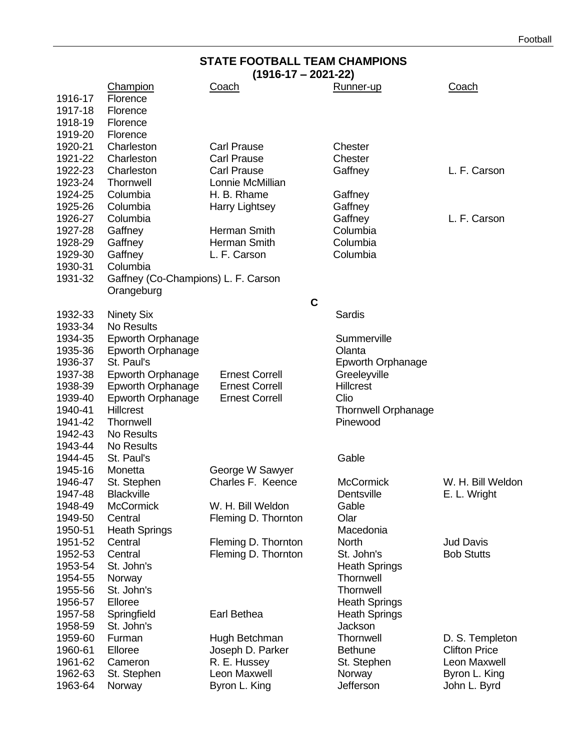## STATE FOOTBALL TEAM CHAMPIONS
### (1916-17 – 2021-22)

| | Champion | Coach | Runner-up | Coach |
|---|---|---|---|---|
| 1916-17 | Florence | | | |
| 1917-18 | Florence | | | |
| 1918-19 | Florence | | | |
| 1919-20 | Florence | | | |
| 1920-21 | Charleston | Carl Prause | Chester | |
| 1921-22 | Charleston | Carl Prause | Chester | |
| 1922-23 | Charleston | Carl Prause | Gaffney | L. F. Carson |
| 1923-24 | Thornwell | Lonnie McMillian | | |
| 1924-25 | Columbia | H. B. Rhame | Gaffney | |
| 1925-26 | Columbia | Harry Lightsey | Gaffney | |
| 1926-27 | Columbia | | Gaffney | L. F. Carson |
| 1927-28 | Gaffney | Herman Smith | Columbia | |
| 1928-29 | Gaffney | Herman Smith | Columbia | |
| 1929-30 | Gaffney | L. F. Carson | Columbia | |
| 1930-31 | Columbia | | | |
| 1931-32 | Gaffney (Co-Champions) | L. F. Carson | | |
| | Orangeburg | | | |

### C

| | Champion | Coach | Runner-up | Coach |
|---|---|---|---|---|
| 1932-33 | Ninety Six | | Sardis | |
| 1933-34 | No Results | | | |
| 1934-35 | Epworth Orphanage | | Summerville | |
| 1935-36 | Epworth Orphanage | | Olanta | |
| 1936-37 | St. Paul's | | Epworth Orphanage | |
| 1937-38 | Epworth Orphanage | Ernest Correll | Greeleyville | |
| 1938-39 | Epworth Orphanage | Ernest Correll | Hillcrest | |
| 1939-40 | Epworth Orphanage | Ernest Correll | Clio | |
| 1940-41 | Hillcrest | | Thornwell Orphanage | |
| 1941-42 | Thornwell | | Pinewood | |
| 1942-43 | No Results | | | |
| 1943-44 | No Results | | | |
| 1944-45 | St. Paul's | | Gable | |
| 1945-16 | Monetta | George W Sawyer | | |
| 1946-47 | St. Stephen | Charles F. Keence | McCormick | W. H. Bill Weldon |
| 1947-48 | Blackville | | Dentsville | E. L. Wright |
| 1948-49 | McCormick | W. H. Bill Weldon | Gable | |
| 1949-50 | Central | Fleming D. Thornton | Olar | |
| 1950-51 | Heath Springs | | Macedonia | |
| 1951-52 | Central | Fleming D. Thornton | North | Jud Davis |
| 1952-53 | Central | Fleming D. Thornton | St. John's | Bob Stutts |
| 1953-54 | St. John's | | Heath Springs | |
| 1954-55 | Norway | | Thornwell | |
| 1955-56 | St. John's | | Thornwell | |
| 1956-57 | Elloree | | Heath Springs | |
| 1957-58 | Springfield | Earl Bethea | Heath Springs | |
| 1958-59 | St. John's | | Jackson | |
| 1959-60 | Furman | Hugh Betchman | Thornwell | D. S. Templeton |
| 1960-61 | Elloree | Joseph D. Parker | Bethune | Clifton Price |
| 1961-62 | Cameron | R. E. Hussey | St. Stephen | Leon Maxwell |
| 1962-63 | St. Stephen | Leon Maxwell | Norway | Byron L. King |
| 1963-64 | Norway | Byron L. King | Jefferson | John L. Byrd |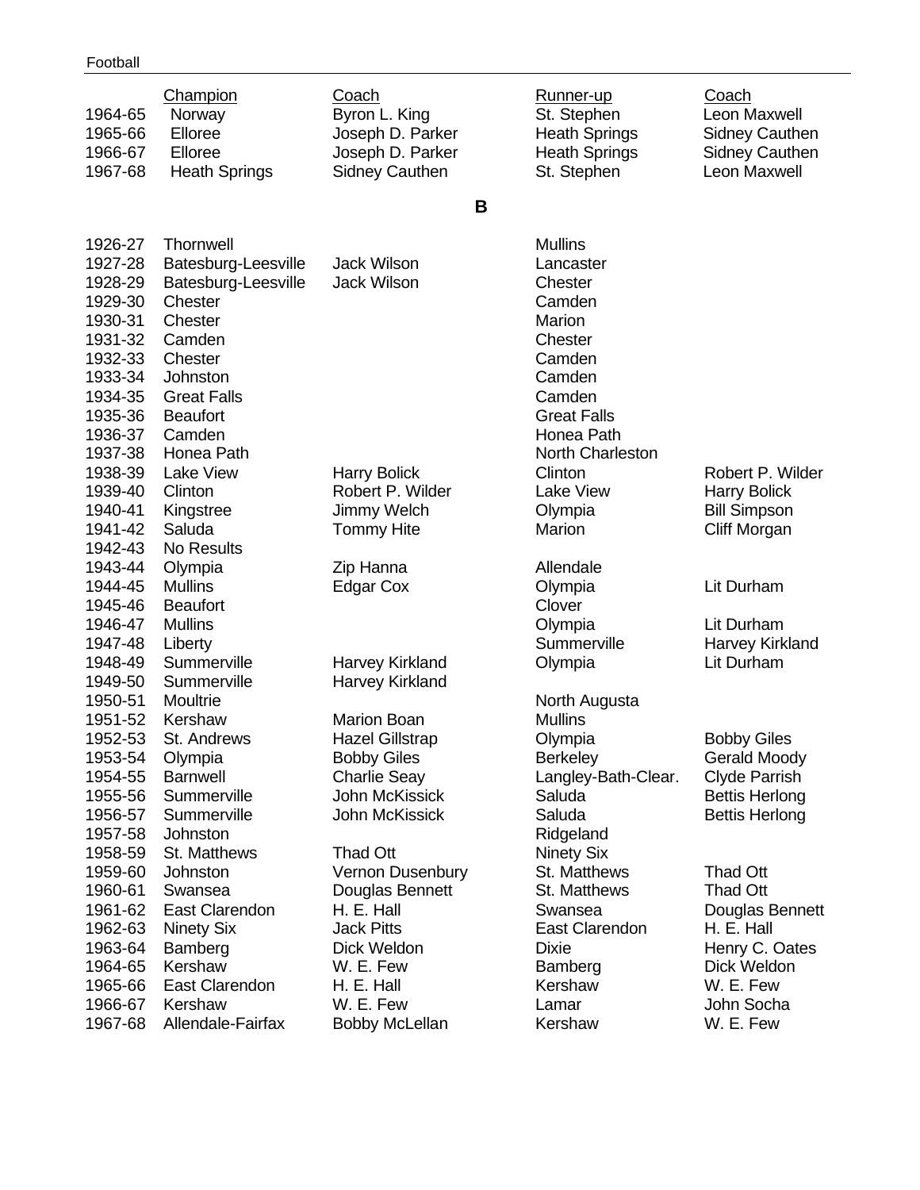| | Champion | Coach | Runner-up | Coach |
|---|---|---|---|---|
| 1964-65 | Norway | Byron L. King | St. Stephen | Leon Maxwell |
| 1965-66 | Elloree | Joseph D. Parker | Heath Springs | Sidney Cauthen |
| 1966-67 | Elloree | Joseph D. Parker | Heath Springs | Sidney Cauthen |
| 1967-68 | Heath Springs | Sidney Cauthen | St. Stephen | Leon Maxwell |

## B

| | Champion | Coach | Runner-up | Coach |
|---|---|---|---|---|
| 1926-27 | Thornwell | | Mullins | |
| 1927-28 | Batesburg-Leesville | Jack Wilson | Lancaster | |
| 1928-29 | Batesburg-Leesville | Jack Wilson | Chester | |
| 1929-30 | Chester | | Camden | |
| 1930-31 | Chester | | Marion | |
| 1931-32 | Camden | | Chester | |
| 1932-33 | Chester | | Camden | |
| 1933-34 | Johnston | | Camden | |
| 1934-35 | Great Falls | | Camden | |
| 1935-36 | Beaufort | | Great Falls | |
| 1936-37 | Camden | | Honea Path | |
| 1937-38 | Honea Path | | North Charleston | |
| 1938-39 | Lake View | Harry Bolick | Clinton | Robert P. Wilder |
| 1939-40 | Clinton | Robert P. Wilder | Lake View | Harry Bolick |
| 1940-41 | Kingstree | Jimmy Welch | Olympia | Bill Simpson |
| 1941-42 | Saluda | Tommy Hite | Marion | Cliff Morgan |
| 1942-43 | No Results | | | |
| 1943-44 | Olympia | Zip Hanna | Allendale | |
| 1944-45 | Mullins | Edgar Cox | Olympia | Lit Durham |
| 1945-46 | Beaufort | | Clover | |
| 1946-47 | Mullins | | Olympia | Lit Durham |
| 1947-48 | Liberty | | Summerville | Harvey Kirkland |
| 1948-49 | Summerville | Harvey Kirkland | Olympia | Lit Durham |
| 1949-50 | Summerville | Harvey Kirkland | | |
| 1950-51 | Moultrie | | North Augusta | |
| 1951-52 | Kershaw | Marion Boan | Mullins | |
| 1952-53 | St. Andrews | Hazel Gillstrap | Olympia | Bobby Giles |
| 1953-54 | Olympia | Bobby Giles | Berkeley | Gerald Moody |
| 1954-55 | Barnwell | Charlie Seay | Langley-Bath-Clear. | Clyde Parrish |
| 1955-56 | Summerville | John McKissick | Saluda | Bettis Herlong |
| 1956-57 | Summerville | John McKissick | Saluda | Bettis Herlong |
| 1957-58 | Johnston | | Ridgeland | |
| 1958-59 | St. Matthews | Thad Ott | Ninety Six | |
| 1959-60 | Johnston | Vernon Dusenbury | St. Matthews | Thad Ott |
| 1960-61 | Swansea | Douglas Bennett | St. Matthews | Thad Ott |
| 1961-62 | East Clarendon | H. E. Hall | Swansea | Douglas Bennett |
| 1962-63 | Ninety Six | Jack Pitts | East Clarendon | H. E. Hall |
| 1963-64 | Bamberg | Dick Weldon | Dixie | Henry C. Oates |
| 1964-65 | Kershaw | W. E. Few | Bamberg | Dick Weldon |
| 1965-66 | East Clarendon | H. E. Hall | Kershaw | W. E. Few |
| 1966-67 | Kershaw | W. E. Few | Lamar | John Socha |
| 1967-68 | Allendale-Fairfax | Bobby McLellan | Kershaw | W. E. Few |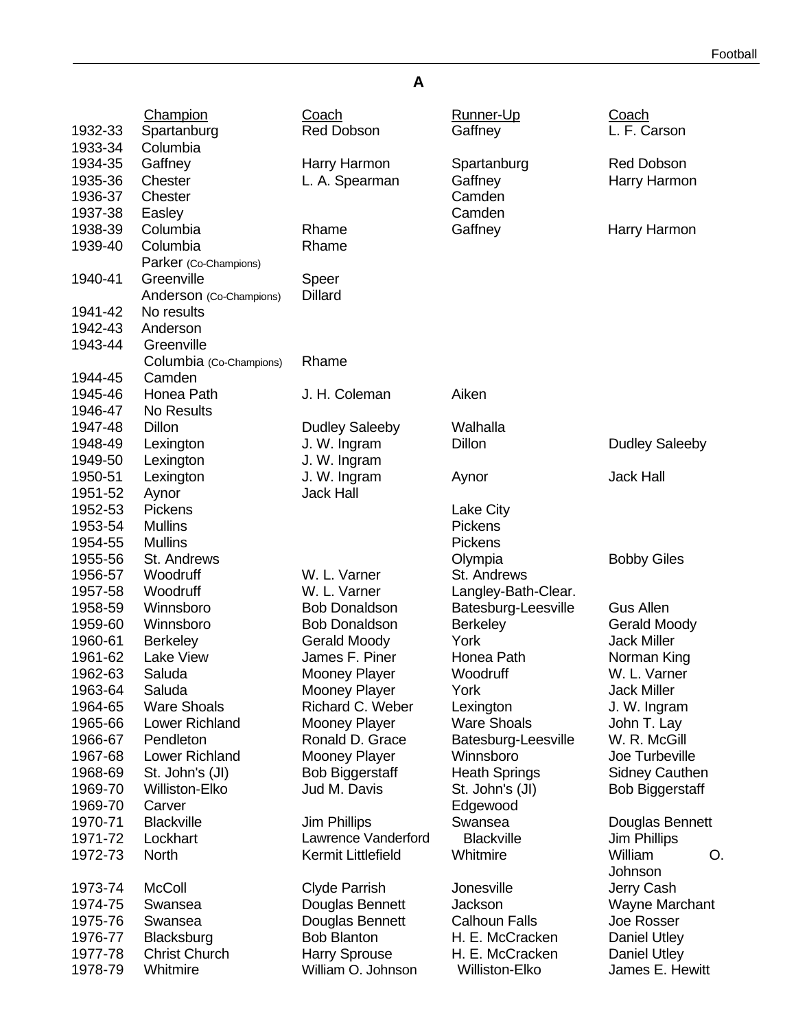## A

| | Champion | Coach | Runner-Up | Coach |
|---|---|---|---|---|
| 1932-33 | Spartanburg | Red Dobson | Gaffney | L. F. Carson |
| 1933-34 | Columbia | | | |
| 1934-35 | Gaffney | Harry Harmon | Spartanburg | Red Dobson |
| 1935-36 | Chester | L. A. Spearman | Gaffney | Harry Harmon |
| 1936-37 | Chester | | Camden | |
| 1937-38 | Easley | | Camden | |
| 1938-39 | Columbia | Rhame | Gaffney | Harry Harmon |
| 1939-40 | Columbia | Rhame | | |
| | Parker (Co-Champions) | | | |
| 1940-41 | Greenville | Speer | | |
| | Anderson (Co-Champions) | Dillard | | |
| 1941-42 | No results | | | |
| 1942-43 | Anderson | | | |
| 1943-44 | Greenville | | | |
| | Columbia (Co-Champions) | Rhame | | |
| 1944-45 | Camden | | | |
| 1945-46 | Honea Path | J. H. Coleman | Aiken | |
| 1946-47 | No Results | | | |
| 1947-48 | Dillon | Dudley Saleeby | Walhalla | |
| 1948-49 | Lexington | J. W. Ingram | Dillon | Dudley Saleeby |
| 1949-50 | Lexington | J. W. Ingram | | |
| 1950-51 | Lexington | J. W. Ingram | Aynor | Jack Hall |
| 1951-52 | Aynor | Jack Hall | | |
| 1952-53 | Pickens | | Lake City | |
| 1953-54 | Mullins | | Pickens | |
| 1954-55 | Mullins | | Pickens | |
| 1955-56 | St. Andrews | | Olympia | Bobby Giles |
| 1956-57 | Woodruff | W. L. Varner | St. Andrews | |
| 1957-58 | Woodruff | W. L. Varner | Langley-Bath-Clear. | |
| 1958-59 | Winnsboro | Bob Donaldson | Batesburg-Leesville | Gus Allen |
| 1959-60 | Winnsboro | Bob Donaldson | Berkeley | Gerald Moody |
| 1960-61 | Berkeley | Gerald Moody | York | Jack Miller |
| 1961-62 | Lake View | James F. Piner | Honea Path | Norman King |
| 1962-63 | Saluda | Mooney Player | Woodruff | W. L. Varner |
| 1963-64 | Saluda | Mooney Player | York | Jack Miller |
| 1964-65 | Ware Shoals | Richard C. Weber | Lexington | J. W. Ingram |
| 1965-66 | Lower Richland | Mooney Player | Ware Shoals | John T. Lay |
| 1966-67 | Pendleton | Ronald D. Grace | Batesburg-Leesville | W. R. McGill |
| 1967-68 | Lower Richland | Mooney Player | Winnsboro | Joe Turbeville |
| 1968-69 | St. John's (JI) | Bob Biggerstaff | Heath Springs | Sidney Cauthen |
| 1969-70 | Williston-Elko | Jud M. Davis | St. John's (JI) | Bob Biggerstaff |
| 1969-70 | Carver | | Edgewood | |
| 1970-71 | Blackville | Jim Phillips | Swansea | Douglas Bennett |
| 1971-72 | Lockhart | Lawrence Vanderford | Blackville | Jim Phillips |
| 1972-73 | North | Kermit Littlefield | Whitmire | William O. Johnson |
| 1973-74 | McColl | Clyde Parrish | Jonesville | Jerry Cash |
| 1974-75 | Swansea | Douglas Bennett | Jackson | Wayne Marchant |
| 1975-76 | Swansea | Douglas Bennett | Calhoun Falls | Joe Rosser |
| 1976-77 | Blacksburg | Bob Blanton | H. E. McCracken | Daniel Utley |
| 1977-78 | Christ Church | Harry Sprouse | H. E. McCracken | Daniel Utley |
| 1978-79 | Whitmire | William O. Johnson | Williston-Elko | James E. Hewitt |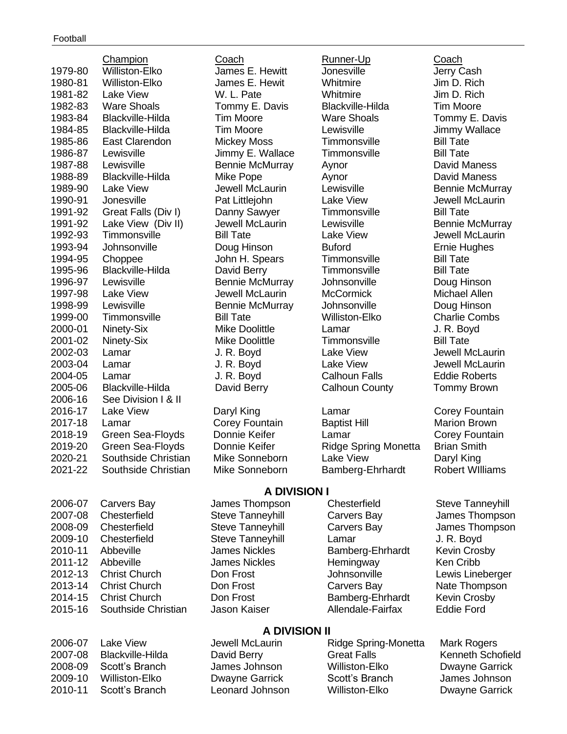Football

| | Champion | Coach | Runner-Up | Coach |
|---|---|---|---|---|
| 1979-80 | Williston-Elko | James E. Hewitt | Jonesville | Jerry Cash |
| 1980-81 | Williston-Elko | James E. Hewit | Whitmire | Jim D. Rich |
| 1981-82 | Lake View | W. L. Pate | Whitmire | Jim D. Rich |
| 1982-83 | Ware Shoals | Tommy E. Davis | Blackville-Hilda | Tim Moore |
| 1983-84 | Blackville-Hilda | Tim Moore | Ware Shoals | Tommy E. Davis |
| 1984-85 | Blackville-Hilda | Tim Moore | Lewisville | Jimmy Wallace |
| 1985-86 | East Clarendon | Mickey Moss | Timmonsville | Bill Tate |
| 1986-87 | Lewisville | Jimmy E. Wallace | Timmonsville | Bill Tate |
| 1987-88 | Lewisville | Bennie McMurray | Aynor | David Maness |
| 1988-89 | Blackville-Hilda | Mike Pope | Aynor | David Maness |
| 1989-90 | Lake View | Jewell McLaurin | Lewisville | Bennie McMurray |
| 1990-91 | Jonesville | Pat Littlejohn | Lake View | Jewell McLaurin |
| 1991-92 | Great Falls (Div I) | Danny Sawyer | Timmonsville | Bill Tate |
| 1991-92 | Lake View (Div II) | Jewell McLaurin | Lewisville | Bennie McMurray |
| 1992-93 | Timmonsville | Bill Tate | Lake View | Jewell McLaurin |
| 1993-94 | Johnsonville | Doug Hinson | Buford | Ernie Hughes |
| 1994-95 | Choppee | John H. Spears | Timmonsville | Bill Tate |
| 1995-96 | Blackville-Hilda | David Berry | Timmonsville | Bill Tate |
| 1996-97 | Lewisville | Bennie McMurray | Johnsonville | Doug Hinson |
| 1997-98 | Lake View | Jewell McLaurin | McCormick | Michael Allen |
| 1998-99 | Lewisville | Bennie McMurray | Johnsonville | Doug Hinson |
| 1999-00 | Timmonsville | Bill Tate | Williston-Elko | Charlie Combs |
| 2000-01 | Ninety-Six | Mike Doolittle | Lamar | J. R. Boyd |
| 2001-02 | Ninety-Six | Mike Doolittle | Timmonsville | Bill Tate |
| 2002-03 | Lamar | J. R. Boyd | Lake View | Jewell McLaurin |
| 2003-04 | Lamar | J. R. Boyd | Lake View | Jewell McLaurin |
| 2004-05 | Lamar | J. R. Boyd | Calhoun Falls | Eddie Roberts |
| 2005-06 | Blackville-Hilda | David Berry | Calhoun County | Tommy Brown |
| 2006-16 | See Division I & II | | | |
| 2016-17 | Lake View | Daryl King | Lamar | Corey Fountain |
| 2017-18 | Lamar | Corey Fountain | Baptist Hill | Marion Brown |
| 2018-19 | Green Sea-Floyds | Donnie Keifer | Lamar | Corey Fountain |
| 2019-20 | Green Sea-Floyds | Donnie Keifer | Ridge Spring Monetta | Brian Smith |
| 2020-21 | Southside Christian | Mike Sonneborn | Lake View | Daryl King |
| 2021-22 | Southside Christian | Mike Sonneborn | Bamberg-Ehrhardt | Robert WIlliams |

## A DIVISION I

| | Champion | Coach | Runner-Up | Coach |
|---|---|---|---|---|
| 2006-07 | Carvers Bay | James Thompson | Chesterfield | Steve Tanneyhill |
| 2007-08 | Chesterfield | Steve Tanneyhill | Carvers Bay | James Thompson |
| 2008-09 | Chesterfield | Steve Tanneyhill | Carvers Bay | James Thompson |
| 2009-10 | Chesterfield | Steve Tanneyhill | Lamar | J. R. Boyd |
| 2010-11 | Abbeville | James Nickles | Bamberg-Ehrhardt | Kevin Crosby |
| 2011-12 | Abbeville | James Nickles | Hemingway | Ken Cribb |
| 2012-13 | Christ Church | Don Frost | Johnsonville | Lewis Lineberger |
| 2013-14 | Christ Church | Don Frost | Carvers Bay | Nate Thompson |
| 2014-15 | Christ Church | Don Frost | Bamberg-Ehrhardt | Kevin Crosby |
| 2015-16 | Southside Christian | Jason Kaiser | Allendale-Fairfax | Eddie Ford |

## A DIVISION II

| | Champion | Coach | Runner-Up | Coach |
|---|---|---|---|---|
| 2006-07 | Lake View | Jewell McLaurin | Ridge Spring-Monetta | Mark Rogers |
| 2007-08 | Blackville-Hilda | David Berry | Great Falls | Kenneth Schofield |
| 2008-09 | Scott's Branch | James Johnson | Williston-Elko | Dwayne Garrick |
| 2009-10 | Williston-Elko | Dwayne Garrick | Scott's Branch | James Johnson |
| 2010-11 | Scott's Branch | Leonard Johnson | Williston-Elko | Dwayne Garrick |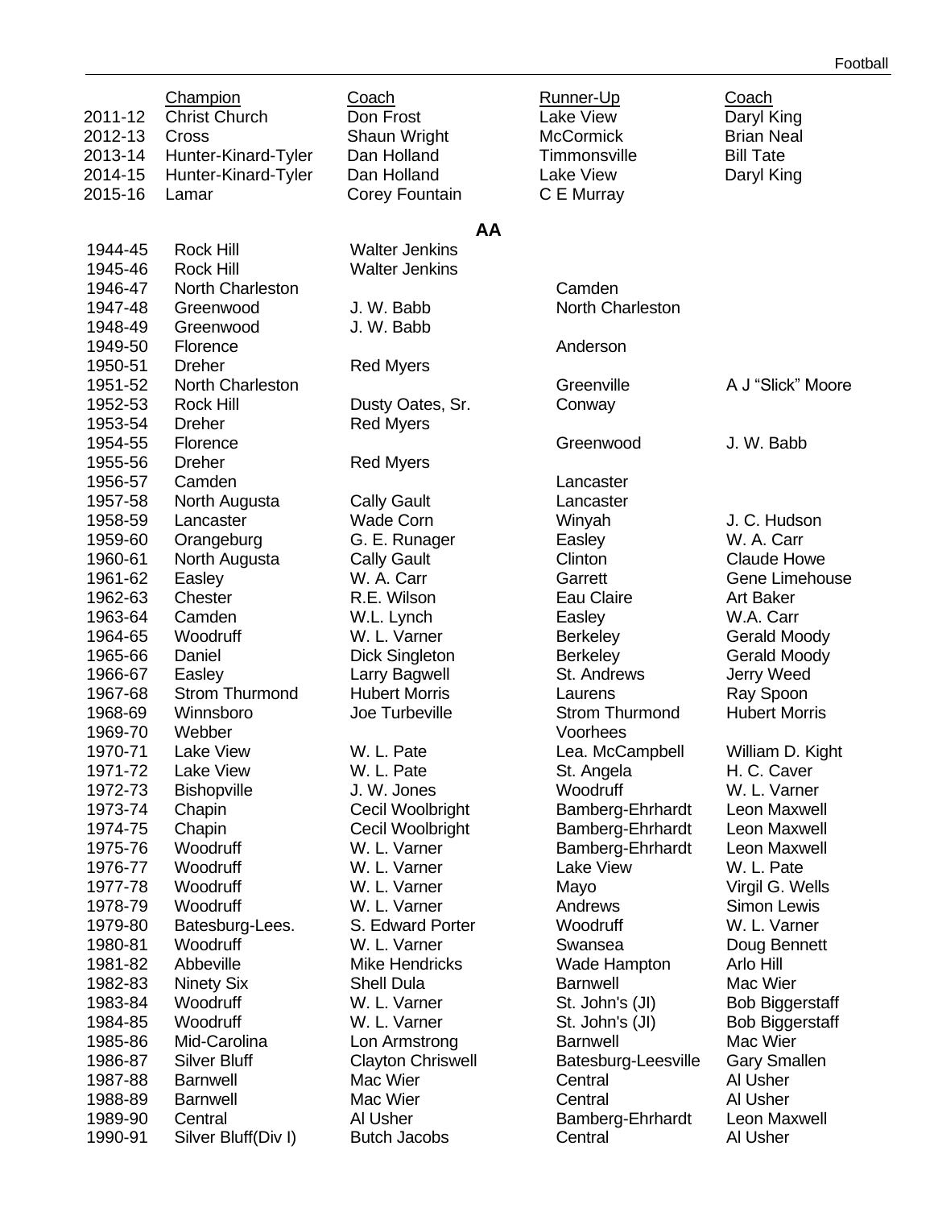| | Champion | Coach | Runner-Up | Coach |
|---|---|---|---|---|
| 2011-12 | Christ Church | Don Frost | Lake View | Daryl King |
| 2012-13 | Cross | Shaun Wright | McCormick | Brian Neal |
| 2013-14 | Hunter-Kinard-Tyler | Dan Holland | Timmonsville | Bill Tate |
| 2014-15 | Hunter-Kinard-Tyler | Dan Holland | Lake View | Daryl King |
| 2015-16 | Lamar | Corey Fountain | C E Murray | |

## AA

| Year | Champion | Coach | Runner-Up | Coach |
|---|---|---|---|---|
| 1944-45 | Rock Hill | Walter Jenkins | | |
| 1945-46 | Rock Hill | Walter Jenkins | | |
| 1946-47 | North Charleston | | Camden | |
| 1947-48 | Greenwood | J. W. Babb | North Charleston | |
| 1948-49 | Greenwood | J. W. Babb | | |
| 1949-50 | Florence | | Anderson | |
| 1950-51 | Dreher | Red Myers | | |
| 1951-52 | North Charleston | | Greenville | A J "Slick" Moore |
| 1952-53 | Rock Hill | Dusty Oates, Sr. | Conway | |
| 1953-54 | Dreher | Red Myers | | |
| 1954-55 | Florence | | Greenwood | J. W. Babb |
| 1955-56 | Dreher | Red Myers | | |
| 1956-57 | Camden | | Lancaster | |
| 1957-58 | North Augusta | Cally Gault | Lancaster | |
| 1958-59 | Lancaster | Wade Corn | Winyah | J. C. Hudson |
| 1959-60 | Orangeburg | G. E. Runager | Easley | W. A. Carr |
| 1960-61 | North Augusta | Cally Gault | Clinton | Claude Howe |
| 1961-62 | Easley | W. A. Carr | Garrett | Gene Limehouse |
| 1962-63 | Chester | R.E. Wilson | Eau Claire | Art Baker |
| 1963-64 | Camden | W.L. Lynch | Easley | W.A. Carr |
| 1964-65 | Woodruff | W. L. Varner | Berkeley | Gerald Moody |
| 1965-66 | Daniel | Dick Singleton | Berkeley | Gerald Moody |
| 1966-67 | Easley | Larry Bagwell | St. Andrews | Jerry Weed |
| 1967-68 | Strom Thurmond | Hubert Morris | Laurens | Ray Spoon |
| 1968-69 | Winnsboro | Joe Turbeville | Strom Thurmond | Hubert Morris |
| 1969-70 | Webber | | Voorhees | |
| 1970-71 | Lake View | W. L. Pate | Lea. McCampbell | William D. Kight |
| 1971-72 | Lake View | W. L. Pate | St. Angela | H. C. Caver |
| 1972-73 | Bishopville | J. W. Jones | Woodruff | W. L. Varner |
| 1973-74 | Chapin | Cecil Woolbright | Bamberg-Ehrhardt | Leon Maxwell |
| 1974-75 | Chapin | Cecil Woolbright | Bamberg-Ehrhardt | Leon Maxwell |
| 1975-76 | Woodruff | W. L. Varner | Bamberg-Ehrhardt | Leon Maxwell |
| 1976-77 | Woodruff | W. L. Varner | Lake View | W. L. Pate |
| 1977-78 | Woodruff | W. L. Varner | Mayo | Virgil G. Wells |
| 1978-79 | Woodruff | W. L. Varner | Andrews | Simon Lewis |
| 1979-80 | Batesburg-Lees. | S. Edward Porter | Woodruff | W. L. Varner |
| 1980-81 | Woodruff | W. L. Varner | Swansea | Doug Bennett |
| 1981-82 | Abbeville | Mike Hendricks | Wade Hampton | Arlo Hill |
| 1982-83 | Ninety Six | Shell Dula | Barnwell | Mac Wier |
| 1983-84 | Woodruff | W. L. Varner | St. John's (JI) | Bob Biggerstaff |
| 1984-85 | Woodruff | W. L. Varner | St. John's (JI) | Bob Biggerstaff |
| 1985-86 | Mid-Carolina | Lon Armstrong | Barnwell | Mac Wier |
| 1986-87 | Silver Bluff | Clayton Chriswell | Batesburg-Leesville | Gary Smallen |
| 1987-88 | Barnwell | Mac Wier | Central | Al Usher |
| 1988-89 | Barnwell | Mac Wier | Central | Al Usher |
| 1989-90 | Central | Al Usher | Bamberg-Ehrhardt | Leon Maxwell |
| 1990-91 | Silver Bluff(Div I) | Butch Jacobs | Central | Al Usher |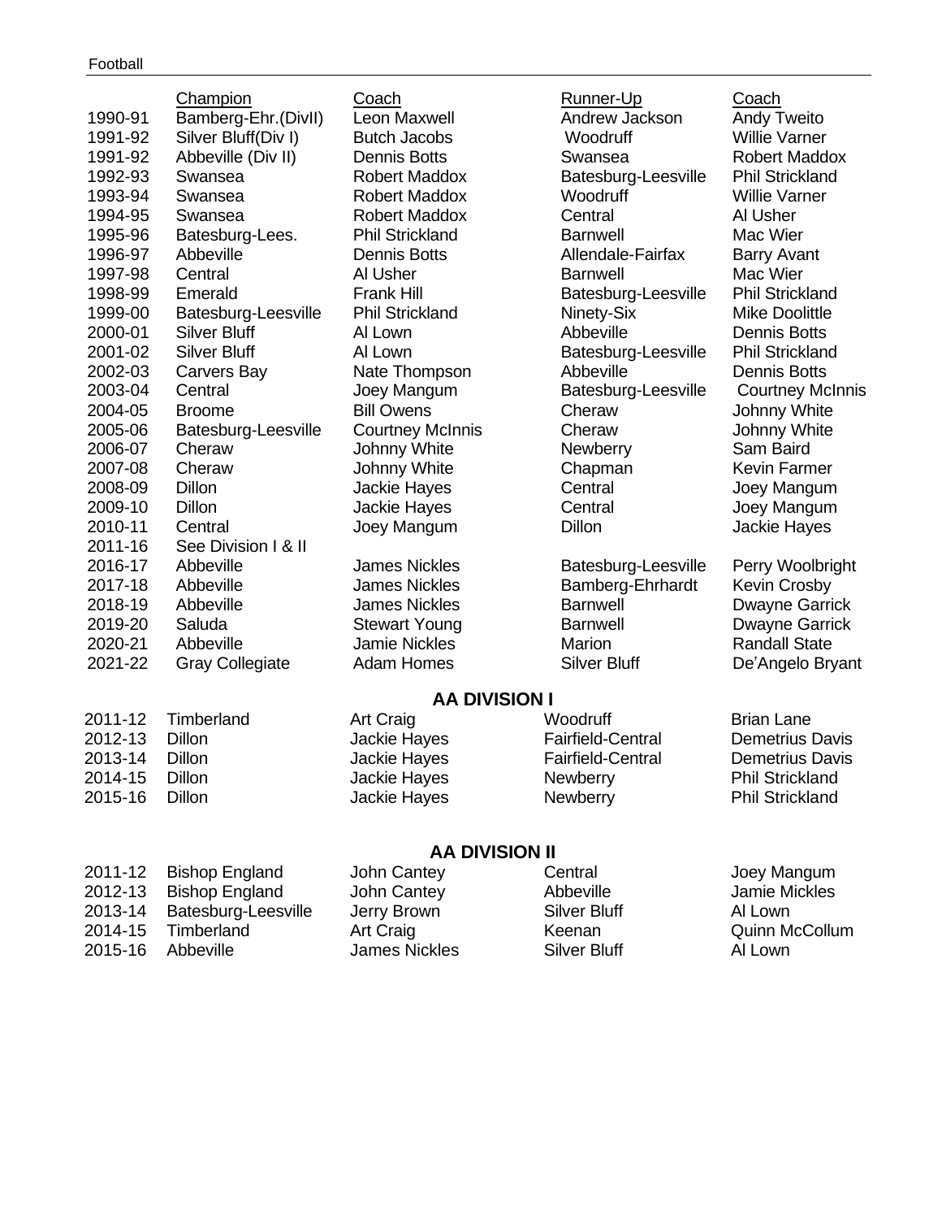Football

| | Champion | Coach | Runner-Up | Coach |
|---|---|---|---|---|
| 1990-91 | Bamberg-Ehr.(DivII) | Leon Maxwell | Andrew Jackson | Andy Tweito |
| 1991-92 | Silver Bluff(Div I) | Butch Jacobs | Woodruff | Willie Varner |
| 1991-92 | Abbeville (Div II) | Dennis Botts | Swansea | Robert Maddox |
| 1992-93 | Swansea | Robert Maddox | Batesburg-Leesville | Phil Strickland |
| 1993-94 | Swansea | Robert Maddox | Woodruff | Willie Varner |
| 1994-95 | Swansea | Robert Maddox | Central | Al Usher |
| 1995-96 | Batesburg-Lees. | Phil Strickland | Barnwell | Mac Wier |
| 1996-97 | Abbeville | Dennis Botts | Allendale-Fairfax | Barry Avant |
| 1997-98 | Central | Al Usher | Barnwell | Mac Wier |
| 1998-99 | Emerald | Frank Hill | Batesburg-Leesville | Phil Strickland |
| 1999-00 | Batesburg-Leesville | Phil Strickland | Ninety-Six | Mike Doolittle |
| 2000-01 | Silver Bluff | Al Lown | Abbeville | Dennis Botts |
| 2001-02 | Silver Bluff | Al Lown | Batesburg-Leesville | Phil Strickland |
| 2002-03 | Carvers Bay | Nate Thompson | Abbeville | Dennis Botts |
| 2003-04 | Central | Joey Mangum | Batesburg-Leesville | Courtney McInnis |
| 2004-05 | Broome | Bill Owens | Cheraw | Johnny White |
| 2005-06 | Batesburg-Leesville | Courtney McInnis | Cheraw | Johnny White |
| 2006-07 | Cheraw | Johnny White | Newberry | Sam Baird |
| 2007-08 | Cheraw | Johnny White | Chapman | Kevin Farmer |
| 2008-09 | Dillon | Jackie Hayes | Central | Joey Mangum |
| 2009-10 | Dillon | Jackie Hayes | Central | Joey Mangum |
| 2010-11 | Central | Joey Mangum | Dillon | Jackie Hayes |
| 2011-16 | See Division I & II | | | |
| 2016-17 | Abbeville | James Nickles | Batesburg-Leesville | Perry Woolbright |
| 2017-18 | Abbeville | James Nickles | Bamberg-Ehrhardt | Kevin Crosby |
| 2018-19 | Abbeville | James Nickles | Barnwell | Dwayne Garrick |
| 2019-20 | Saluda | Stewart Young | Barnwell | Dwayne Garrick |
| 2020-21 | Abbeville | Jamie Nickles | Marion | Randall State |
| 2021-22 | Gray Collegiate | Adam Homes | Silver Bluff | De'Angelo Bryant |

## AA DIVISION I

| | Champion | Coach | Runner-Up | Coach |
|---|---|---|---|---|
| 2011-12 | Timberland | Art Craig | Woodruff | Brian Lane |
| 2012-13 | Dillon | Jackie Hayes | Fairfield-Central | Demetrius Davis |
| 2013-14 | Dillon | Jackie Hayes | Fairfield-Central | Demetrius Davis |
| 2014-15 | Dillon | Jackie Hayes | Newberry | Phil Strickland |
| 2015-16 | Dillon | Jackie Hayes | Newberry | Phil Strickland |

## AA DIVISION II

| | Champion | Coach | Runner-Up | Coach |
|---|---|---|---|---|
| 2011-12 | Bishop England | John Cantey | Central | Joey Mangum |
| 2012-13 | Bishop England | John Cantey | Abbeville | Jamie Mickles |
| 2013-14 | Batesburg-Leesville | Jerry Brown | Silver Bluff | Al Lown |
| 2014-15 | Timberland | Art Craig | Keenan | Quinn McCollum |
| 2015-16 | Abbeville | James Nickles | Silver Bluff | Al Lown |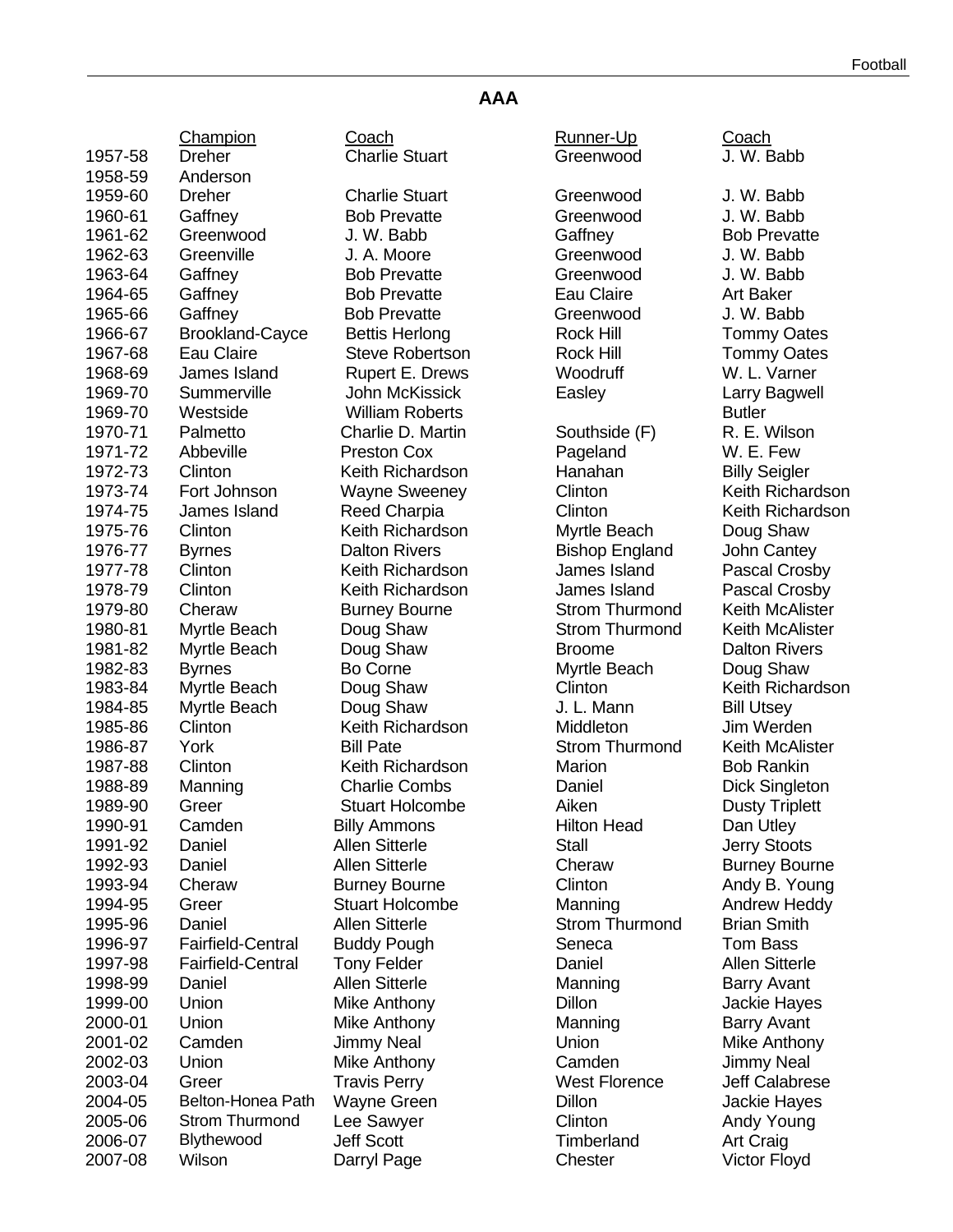## AAA

| | Champion | Coach | Runner-Up | Coach |
|---|---|---|---|---|
| 1957-58 | Dreher | Charlie Stuart | Greenwood | J. W. Babb |
| 1958-59 | Anderson | | | |
| 1959-60 | Dreher | Charlie Stuart | Greenwood | J. W. Babb |
| 1960-61 | Gaffney | Bob Prevatte | Greenwood | J. W. Babb |
| 1961-62 | Greenwood | J. W. Babb | Gaffney | Bob Prevatte |
| 1962-63 | Greenville | J. A. Moore | Greenwood | J. W. Babb |
| 1963-64 | Gaffney | Bob Prevatte | Greenwood | J. W. Babb |
| 1964-65 | Gaffney | Bob Prevatte | Eau Claire | Art Baker |
| 1965-66 | Gaffney | Bob Prevatte | Greenwood | J. W. Babb |
| 1966-67 | Brookland-Cayce | Bettis Herlong | Rock Hill | Tommy Oates |
| 1967-68 | Eau Claire | Steve Robertson | Rock Hill | Tommy Oates |
| 1968-69 | James Island | Rupert E. Drews | Woodruff | W. L. Varner |
| 1969-70 | Summerville | John McKissick | Easley | Larry Bagwell |
| 1969-70 | Westside | William Roberts | | Butler |
| 1970-71 | Palmetto | Charlie D. Martin | Southside (F) | R. E. Wilson |
| 1971-72 | Abbeville | Preston Cox | Pageland | W. E. Few |
| 1972-73 | Clinton | Keith Richardson | Hanahan | Billy Seigler |
| 1973-74 | Fort Johnson | Wayne Sweeney | Clinton | Keith Richardson |
| 1974-75 | James Island | Reed Charpia | Clinton | Keith Richardson |
| 1975-76 | Clinton | Keith Richardson | Myrtle Beach | Doug Shaw |
| 1976-77 | Byrnes | Dalton Rivers | Bishop England | John Cantey |
| 1977-78 | Clinton | Keith Richardson | James Island | Pascal Crosby |
| 1978-79 | Clinton | Keith Richardson | James Island | Pascal Crosby |
| 1979-80 | Cheraw | Burney Bourne | Strom Thurmond | Keith McAlister |
| 1980-81 | Myrtle Beach | Doug Shaw | Strom Thurmond | Keith McAlister |
| 1981-82 | Myrtle Beach | Doug Shaw | Broome | Dalton Rivers |
| 1982-83 | Byrnes | Bo Corne | Myrtle Beach | Doug Shaw |
| 1983-84 | Myrtle Beach | Doug Shaw | Clinton | Keith Richardson |
| 1984-85 | Myrtle Beach | Doug Shaw | J. L. Mann | Bill Utsey |
| 1985-86 | Clinton | Keith Richardson | Middleton | Jim Werden |
| 1986-87 | York | Bill Pate | Strom Thurmond | Keith McAlister |
| 1987-88 | Clinton | Keith Richardson | Marion | Bob Rankin |
| 1988-89 | Manning | Charlie Combs | Daniel | Dick Singleton |
| 1989-90 | Greer | Stuart Holcombe | Aiken | Dusty Triplett |
| 1990-91 | Camden | Billy Ammons | Hilton Head | Dan Utley |
| 1991-92 | Daniel | Allen Sitterle | Stall | Jerry Stoots |
| 1992-93 | Daniel | Allen Sitterle | Cheraw | Burney Bourne |
| 1993-94 | Cheraw | Burney Bourne | Clinton | Andy B. Young |
| 1994-95 | Greer | Stuart Holcombe | Manning | Andrew Heddy |
| 1995-96 | Daniel | Allen Sitterle | Strom Thurmond | Brian Smith |
| 1996-97 | Fairfield-Central | Buddy Pough | Seneca | Tom Bass |
| 1997-98 | Fairfield-Central | Tony Felder | Daniel | Allen Sitterle |
| 1998-99 | Daniel | Allen Sitterle | Manning | Barry Avant |
| 1999-00 | Union | Mike Anthony | Dillon | Jackie Hayes |
| 2000-01 | Union | Mike Anthony | Manning | Barry Avant |
| 2001-02 | Camden | Jimmy Neal | Union | Mike Anthony |
| 2002-03 | Union | Mike Anthony | Camden | Jimmy Neal |
| 2003-04 | Greer | Travis Perry | West Florence | Jeff Calabrese |
| 2004-05 | Belton-Honea Path | Wayne Green | Dillon | Jackie Hayes |
| 2005-06 | Strom Thurmond | Lee Sawyer | Clinton | Andy Young |
| 2006-07 | Blythewood | Jeff Scott | Timberland | Art Craig |
| 2007-08 | Wilson | Darryl Page | Chester | Victor Floyd |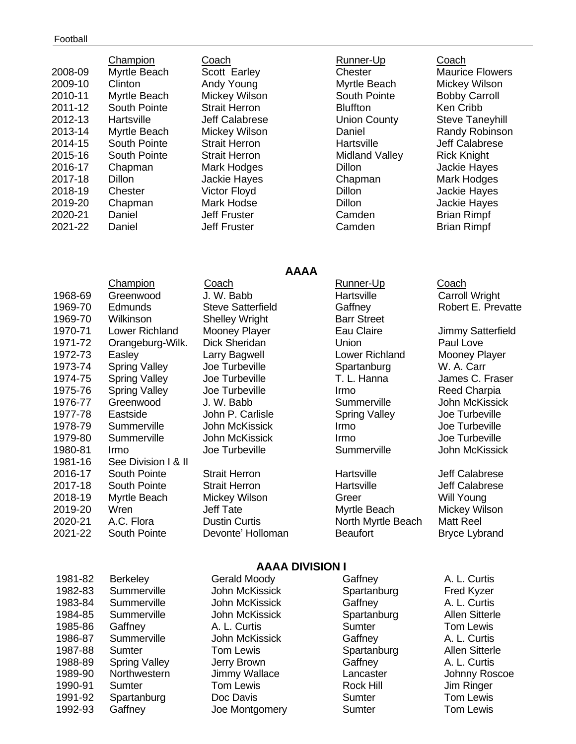| | Champion | Coach | Runner-Up | Coach |
|---|---|---|---|---|
| 2008-09 | Myrtle Beach | Scott Earley | Chester | Maurice Flowers |
| 2009-10 | Clinton | Andy Young | Myrtle Beach | Mickey Wilson |
| 2010-11 | Myrtle Beach | Mickey Wilson | South Pointe | Bobby Carroll |
| 2011-12 | South Pointe | Strait Herron | Bluffton | Ken Cribb |
| 2012-13 | Hartsville | Jeff Calabrese | Union County | Steve Taneyhill |
| 2013-14 | Myrtle Beach | Mickey Wilson | Daniel | Randy Robinson |
| 2014-15 | South Pointe | Strait Herron | Hartsville | Jeff Calabrese |
| 2015-16 | South Pointe | Strait Herron | Midland Valley | Rick Knight |
| 2016-17 | Chapman | Mark Hodges | Dillon | Jackie Hayes |
| 2017-18 | Dillon | Jackie Hayes | Chapman | Mark Hodges |
| 2018-19 | Chester | Victor Floyd | Dillon | Jackie Hayes |
| 2019-20 | Chapman | Mark Hodse | Dillon | Jackie Hayes |
| 2020-21 | Daniel | Jeff Fruster | Camden | Brian Rimpf |
| 2021-22 | Daniel | Jeff Fruster | Camden | Brian Rimpf |

## AAAA

| | Champion | Coach | Runner-Up | Coach |
|---|---|---|---|---|
| 1968-69 | Greenwood | J. W. Babb | Hartsville | Carroll Wright |
| 1969-70 | Edmunds | Steve Satterfield | Gaffney | Robert E. Prevatte |
| 1969-70 | Wilkinson | Shelley Wright | Barr Street | |
| 1970-71 | Lower Richland | Mooney Player | Eau Claire | Jimmy Satterfield |
| 1971-72 | Orangeburg-Wilk. | Dick Sheridan | Union | Paul Love |
| 1972-73 | Easley | Larry Bagwell | Lower Richland | Mooney Player |
| 1973-74 | Spring Valley | Joe Turbeville | Spartanburg | W. A. Carr |
| 1974-75 | Spring Valley | Joe Turbeville | T. L. Hanna | James C. Fraser |
| 1975-76 | Spring Valley | Joe Turbeville | Irmo | Reed Charpia |
| 1976-77 | Greenwood | J. W. Babb | Summerville | John McKissick |
| 1977-78 | Eastside | John P. Carlisle | Spring Valley | Joe Turbeville |
| 1978-79 | Summerville | John McKissick | Irmo | Joe Turbeville |
| 1979-80 | Summerville | John McKissick | Irmo | Joe Turbeville |
| 1980-81 | Irmo | Joe Turbeville | Summerville | John McKissick |
| 1981-16 | See Division I & II | | | |
| 2016-17 | South Pointe | Strait Herron | Hartsville | Jeff Calabrese |
| 2017-18 | South Pointe | Strait Herron | Hartsville | Jeff Calabrese |
| 2018-19 | Myrtle Beach | Mickey Wilson | Greer | Will Young |
| 2019-20 | Wren | Jeff Tate | Myrtle Beach | Mickey Wilson |
| 2020-21 | A.C. Flora | Dustin Curtis | North Myrtle Beach | Matt Reel |
| 2021-22 | South Pointe | Devonte' Holloman | Beaufort | Bryce Lybrand |

## AAAA DIVISION I

| | Champion | Coach | Runner-Up | Coach |
|---|---|---|---|---|
| 1981-82 | Berkeley | Gerald Moody | Gaffney | A. L. Curtis |
| 1982-83 | Summerville | John McKissick | Spartanburg | Fred Kyzer |
| 1983-84 | Summerville | John McKissick | Gaffney | A. L. Curtis |
| 1984-85 | Summerville | John McKissick | Spartanburg | Allen Sitterle |
| 1985-86 | Gaffney | A. L. Curtis | Sumter | Tom Lewis |
| 1986-87 | Summerville | John McKissick | Gaffney | A. L. Curtis |
| 1987-88 | Sumter | Tom Lewis | Spartanburg | Allen Sitterle |
| 1988-89 | Spring Valley | Jerry Brown | Gaffney | A. L. Curtis |
| 1989-90 | Northwestern | Jimmy Wallace | Lancaster | Johnny Roscoe |
| 1990-91 | Sumter | Tom Lewis | Rock Hill | Jim Ringer |
| 1991-92 | Spartanburg | Doc Davis | Sumter | Tom Lewis |
| 1992-93 | Gaffney | Joe Montgomery | Sumter | Tom Lewis |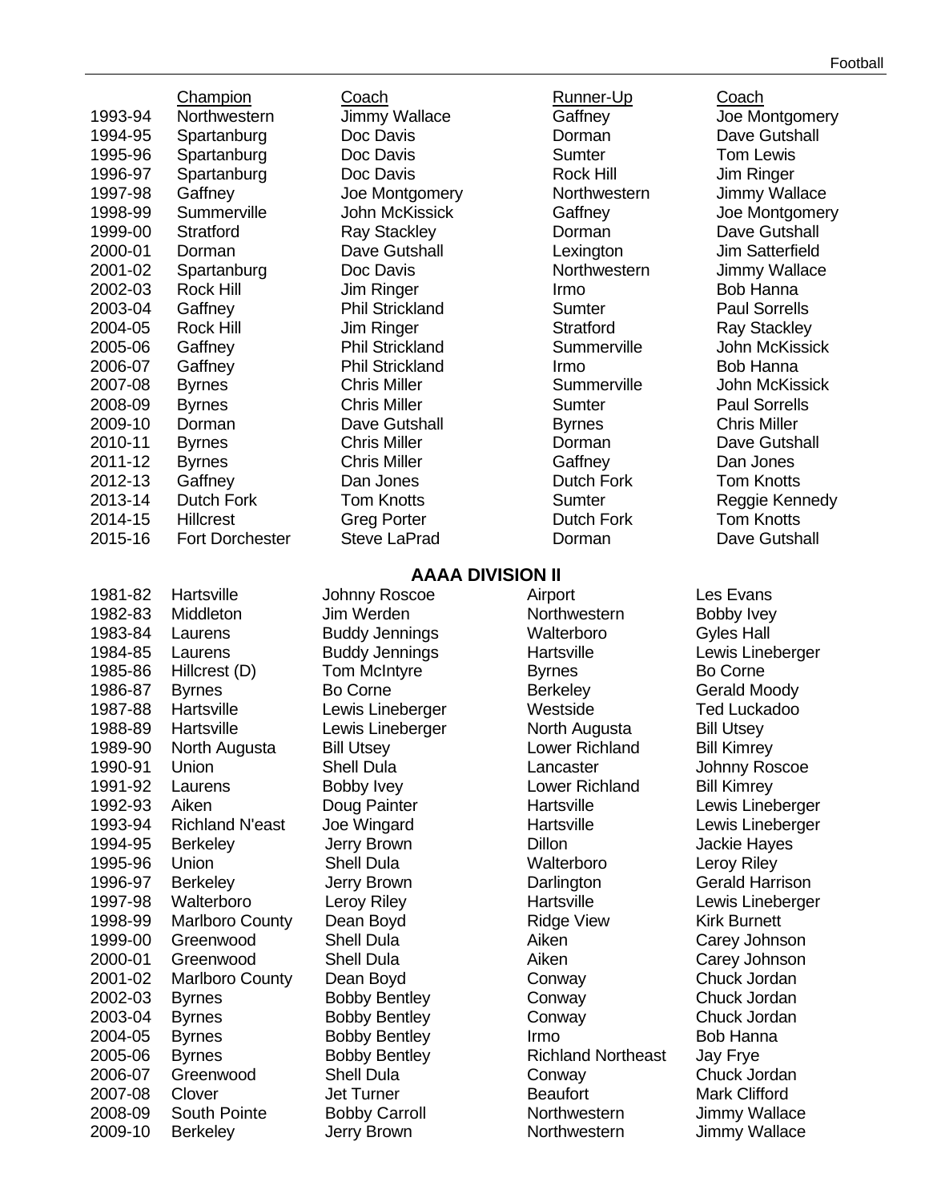| | Champion | Coach | Runner-Up | Coach |
|---|---|---|---|---|
| 1993-94 | Northwestern | Jimmy Wallace | Gaffney | Joe Montgomery |
| 1994-95 | Spartanburg | Doc Davis | Dorman | Dave Gutshall |
| 1995-96 | Spartanburg | Doc Davis | Sumter | Tom Lewis |
| 1996-97 | Spartanburg | Doc Davis | Rock Hill | Jim Ringer |
| 1997-98 | Gaffney | Joe Montgomery | Northwestern | Jimmy Wallace |
| 1998-99 | Summerville | John McKissick | Gaffney | Joe Montgomery |
| 1999-00 | Stratford | Ray Stackley | Dorman | Dave Gutshall |
| 2000-01 | Dorman | Dave Gutshall | Lexington | Jim Satterfield |
| 2001-02 | Spartanburg | Doc Davis | Northwestern | Jimmy Wallace |
| 2002-03 | Rock Hill | Jim Ringer | Irmo | Bob Hanna |
| 2003-04 | Gaffney | Phil Strickland | Sumter | Paul Sorrells |
| 2004-05 | Rock Hill | Jim Ringer | Stratford | Ray Stackley |
| 2005-06 | Gaffney | Phil Strickland | Summerville | John McKissick |
| 2006-07 | Gaffney | Phil Strickland | Irmo | Bob Hanna |
| 2007-08 | Byrnes | Chris Miller | Summerville | John McKissick |
| 2008-09 | Byrnes | Chris Miller | Sumter | Paul Sorrells |
| 2009-10 | Dorman | Dave Gutshall | Byrnes | Chris Miller |
| 2010-11 | Byrnes | Chris Miller | Dorman | Dave Gutshall |
| 2011-12 | Byrnes | Chris Miller | Gaffney | Dan Jones |
| 2012-13 | Gaffney | Dan Jones | Dutch Fork | Tom Knotts |
| 2013-14 | Dutch Fork | Tom Knotts | Sumter | Reggie Kennedy |
| 2014-15 | Hillcrest | Greg Porter | Dutch Fork | Tom Knotts |
| 2015-16 | Fort Dorchester | Steve LaPrad | Dorman | Dave Gutshall |

## AAAA DIVISION II

| | Champion | Coach | Runner-Up | Coach |
|---|---|---|---|---|
| 1981-82 | Hartsville | Johnny Roscoe | Airport | Les Evans |
| 1982-83 | Middleton | Jim Werden | Northwestern | Bobby Ivey |
| 1983-84 | Laurens | Buddy Jennings | Walterboro | Gyles Hall |
| 1984-85 | Laurens | Buddy Jennings | Hartsville | Lewis Lineberger |
| 1985-86 | Hillcrest (D) | Tom McIntyre | Byrnes | Bo Corne |
| 1986-87 | Byrnes | Bo Corne | Berkeley | Gerald Moody |
| 1987-88 | Hartsville | Lewis Lineberger | Westside | Ted Luckadoo |
| 1988-89 | Hartsville | Lewis Lineberger | North Augusta | Bill Utsey |
| 1989-90 | North Augusta | Bill Utsey | Lower Richland | Bill Kimrey |
| 1990-91 | Union | Shell Dula | Lancaster | Johnny Roscoe |
| 1991-92 | Laurens | Bobby Ivey | Lower Richland | Bill Kimrey |
| 1992-93 | Aiken | Doug Painter | Hartsville | Lewis Lineberger |
| 1993-94 | Richland N'east | Joe Wingard | Hartsville | Lewis Lineberger |
| 1994-95 | Berkeley | Jerry Brown | Dillon | Jackie Hayes |
| 1995-96 | Union | Shell Dula | Walterboro | Leroy Riley |
| 1996-97 | Berkeley | Jerry Brown | Darlington | Gerald Harrison |
| 1997-98 | Walterboro | Leroy Riley | Hartsville | Lewis Lineberger |
| 1998-99 | Marlboro County | Dean Boyd | Ridge View | Kirk Burnett |
| 1999-00 | Greenwood | Shell Dula | Aiken | Carey Johnson |
| 2000-01 | Greenwood | Shell Dula | Aiken | Carey Johnson |
| 2001-02 | Marlboro County | Dean Boyd | Conway | Chuck Jordan |
| 2002-03 | Byrnes | Bobby Bentley | Conway | Chuck Jordan |
| 2003-04 | Byrnes | Bobby Bentley | Conway | Chuck Jordan |
| 2004-05 | Byrnes | Bobby Bentley | Irmo | Bob Hanna |
| 2005-06 | Byrnes | Bobby Bentley | Richland Northeast | Jay Frye |
| 2006-07 | Greenwood | Shell Dula | Conway | Chuck Jordan |
| 2007-08 | Clover | Jet Turner | Beaufort | Mark Clifford |
| 2008-09 | South Pointe | Bobby Carroll | Northwestern | Jimmy Wallace |
| 2009-10 | Berkeley | Jerry Brown | Northwestern | Jimmy Wallace |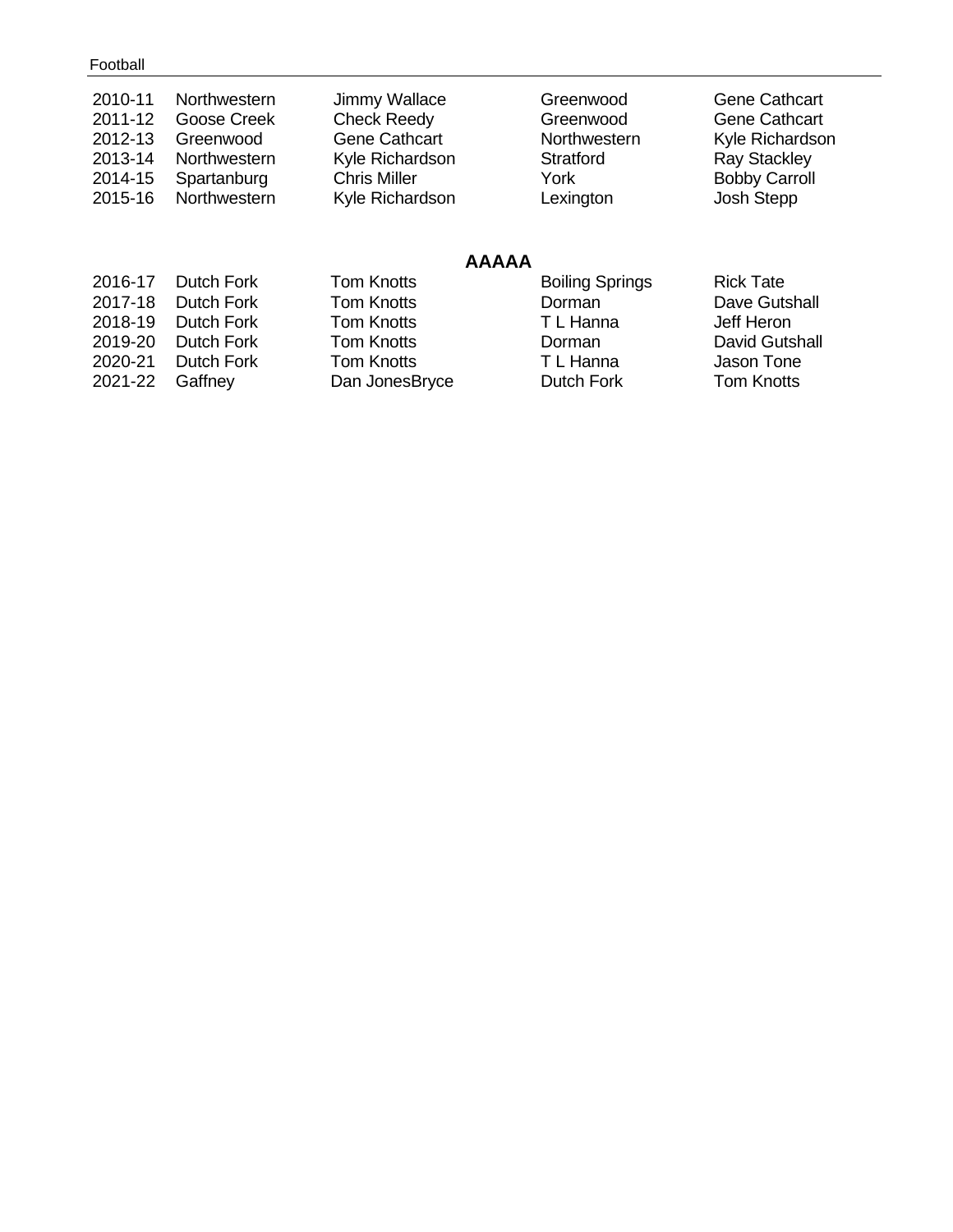| | | | | |
|---|---|---|---|---|
| 2010-11 | Northwestern | Jimmy Wallace | Greenwood | Gene Cathcart |
| 2011-12 | Goose Creek | Check Reedy | Greenwood | Gene Cathcart |
| 2012-13 | Greenwood | Gene Cathcart | Northwestern | Kyle Richardson |
| 2013-14 | Northwestern | Kyle Richardson | Stratford | Ray Stackley |
| 2014-15 | Spartanburg | Chris Miller | York | Bobby Carroll |
| 2015-16 | Northwestern | Kyle Richardson | Lexington | Josh Stepp |

## AAAAA

| | | | | |
|---|---|---|---|---|
| 2016-17 | Dutch Fork | Tom Knotts | Boiling Springs | Rick Tate |
| 2017-18 | Dutch Fork | Tom Knotts | Dorman | Dave Gutshall |
| 2018-19 | Dutch Fork | Tom Knotts | T L Hanna | Jeff Heron |
| 2019-20 | Dutch Fork | Tom Knotts | Dorman | David Gutshall |
| 2020-21 | Dutch Fork | Tom Knotts | T L Hanna | Jason Tone |
| 2021-22 | Gaffney | Dan JonesBryce | Dutch Fork | Tom Knotts |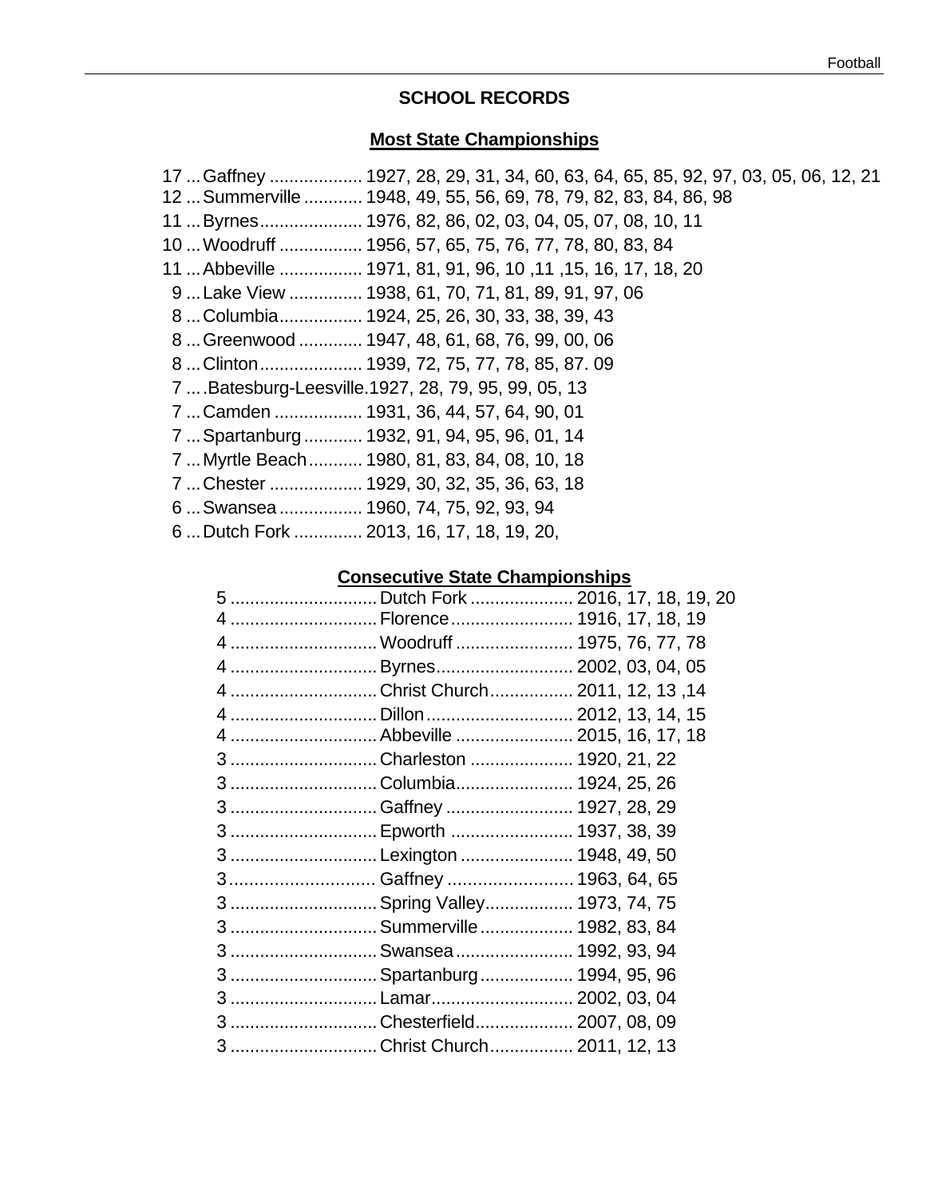## SCHOOL RECORDS

### Most State Championships

17 ... Gaffney .................. 1927, 28, 29, 31, 34, 60, 63, 64, 65, 85, 92, 97, 03, 05, 06, 12, 21
12 ... Summerville ............ 1948, 49, 55, 56, 69, 78, 79, 82, 83, 84, 86, 98
11 ... Byrnes.................... 1976, 82, 86, 02, 03, 04, 05, 07, 08, 10, 11
10 ... Woodruff ................ 1956, 57, 65, 75, 76, 77, 78, 80, 83, 84
11 ... Abbeville ................ 1971, 81, 91, 96, 10 ,11 ,15, 16, 17, 18, 20
9 ... Lake View .............. 1938, 61, 70, 71, 81, 89, 91, 97, 06
8 ... Columbia................ 1924, 25, 26, 30, 33, 38, 39, 43
8 ... Greenwood ............ 1947, 48, 61, 68, 76, 99, 00, 06
8 ... Clinton.................... 1939, 72, 75, 77, 78, 85, 87. 09
7 ... .Batesburg-Leesville.1927, 28, 79, 95, 99, 05, 13
7 ... Camden ................. 1931, 36, 44, 57, 64, 90, 01
7 ... Spartanburg ............ 1932, 91, 94, 95, 96, 01, 14
7 ... Myrtle Beach........... 1980, 81, 83, 84, 08, 10, 18
7 ... Chester .................. 1929, 30, 32, 35, 36, 63, 18
6 ... Swansea ................ 1960, 74, 75, 92, 93, 94
6 ... Dutch Fork ............. 2013, 16, 17, 18, 19, 20,

### Consecutive State Championships

5 ............................. Dutch Fork ..................... 2016, 17, 18, 19, 20
4 ............................. Florence......................... 1916, 17, 18, 19
4 ............................. Woodruff ........................ 1975, 76, 77, 78
4 ............................. Byrnes............................ 2002, 03, 04, 05
4 ............................. Christ Church................. 2011, 12, 13 ,14
4 ............................. Dillon.............................. 2012, 13, 14, 15
4 ............................. Abbeville ........................ 2015, 16, 17, 18
3 ............................. Charleston ..................... 1920, 21, 22
3 ............................. Columbia........................ 1924, 25, 26
3 ............................. Gaffney .......................... 1927, 28, 29
3 ............................. Epworth ......................... 1937, 38, 39
3 ............................. Lexington ....................... 1948, 49, 50
3............................. Gaffney .......................... 1963, 64, 65
3 ............................. Spring Valley.................. 1973, 74, 75
3 ............................. Summerville ................... 1982, 83, 84
3 ............................. Swansea ........................ 1992, 93, 94
3 ............................. Spartanburg ................... 1994, 95, 96
3 ............................. Lamar............................. 2002, 03, 04
3 ............................. Chesterfield.................... 2007, 08, 09
3 ............................. Christ Church................. 2011, 12, 13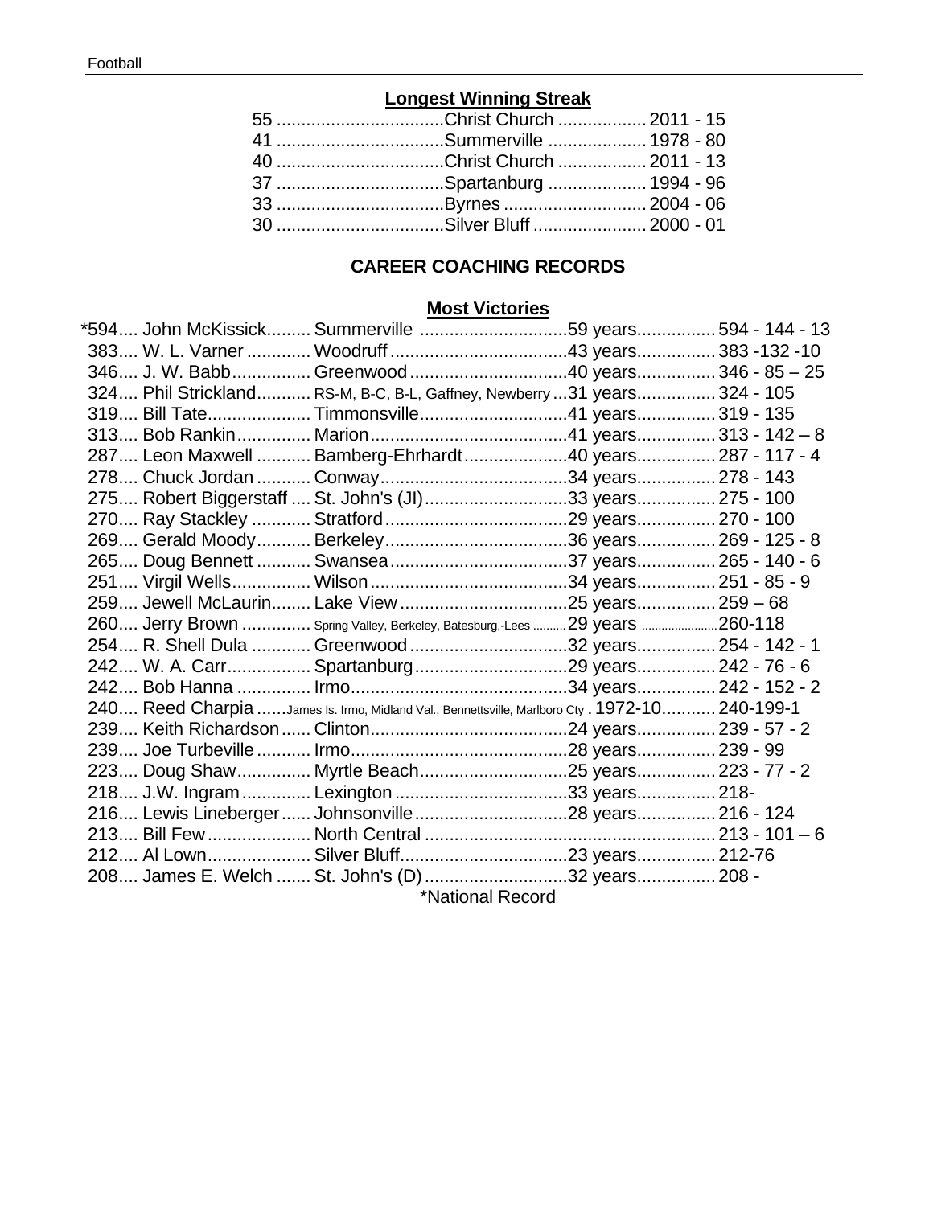## Longest Winning Streak

| Streak | School | Years |
|---|---|---|
| 55 | Christ Church | 2011 - 15 |
| 41 | Summerville | 1978 - 80 |
| 40 | Christ Church | 2011 - 13 |
| 37 | Spartanburg | 1994 - 96 |
| 33 | Byrnes | 2004 - 06 |
| 30 | Silver Bluff | 2000 - 01 |

## CAREER COACHING RECORDS

### Most Victories

| Wins | Coach | School(s) | Years | Record |
|---|---|---|---|---|
| *594 | John McKissick | Summerville | 59 years | 594 - 144 - 13 |
| 383 | W. L. Varner | Woodruff | 43 years | 383 -132 -10 |
| 346 | J. W. Babb | Greenwood | 40 years | 346 - 85 – 25 |
| 324 | Phil Strickland | RS-M, B-C, B-L, Gaffney, Newberry | 31 years | 324 - 105 |
| 319 | Bill Tate | Timmonsville | 41 years | 319 - 135 |
| 313 | Bob Rankin | Marion | 41 years | 313 - 142 – 8 |
| 287 | Leon Maxwell | Bamberg-Ehrhardt | 40 years | 287 - 117 - 4 |
| 278 | Chuck Jordan | Conway | 34 years | 278 - 143 |
| 275 | Robert Biggerstaff | St. John's (JI) | 33 years | 275 - 100 |
| 270 | Ray Stackley | Stratford | 29 years | 270 - 100 |
| 269 | Gerald Moody | Berkeley | 36 years | 269 - 125 - 8 |
| 265 | Doug Bennett | Swansea | 37 years | 265 - 140 - 6 |
| 251 | Virgil Wells | Wilson | 34 years | 251 - 85 - 9 |
| 259 | Jewell McLaurin | Lake View | 25 years | 259 – 68 |
| 260 | Jerry Brown | Spring Valley, Berkeley, Batesburg,-Lees | 29 years | 260-118 |
| 254 | R. Shell Dula | Greenwood | 32 years | 254 - 142 - 1 |
| 242 | W. A. Carr | Spartanburg | 29 years | 242 - 76 - 6 |
| 242 | Bob Hanna | Irmo | 34 years | 242 - 152 - 2 |
| 240 | Reed Charpia | James Is. Irmo, Midland Val., Bennettsville, Marlboro Cty | 1972-10 | 240-199-1 |
| 239 | Keith Richardson | Clinton | 24 years | 239 - 57 - 2 |
| 239 | Joe Turbeville | Irmo | 28 years | 239 - 99 |
| 223 | Doug Shaw | Myrtle Beach | 25 years | 223 - 77 - 2 |
| 218 | J.W. Ingram | Lexington | 33 years | 218- |
| 216 | Lewis Lineberger | Johnsonville | 28 years | 216 - 124 |
| 213 | Bill Few | North Central | | 213 - 101 – 6 |
| 212 | Al Lown | Silver Bluff | 23 years | 212-76 |
| 208 | James E. Welch | St. John's (D) | 32 years | 208 - |

*National Record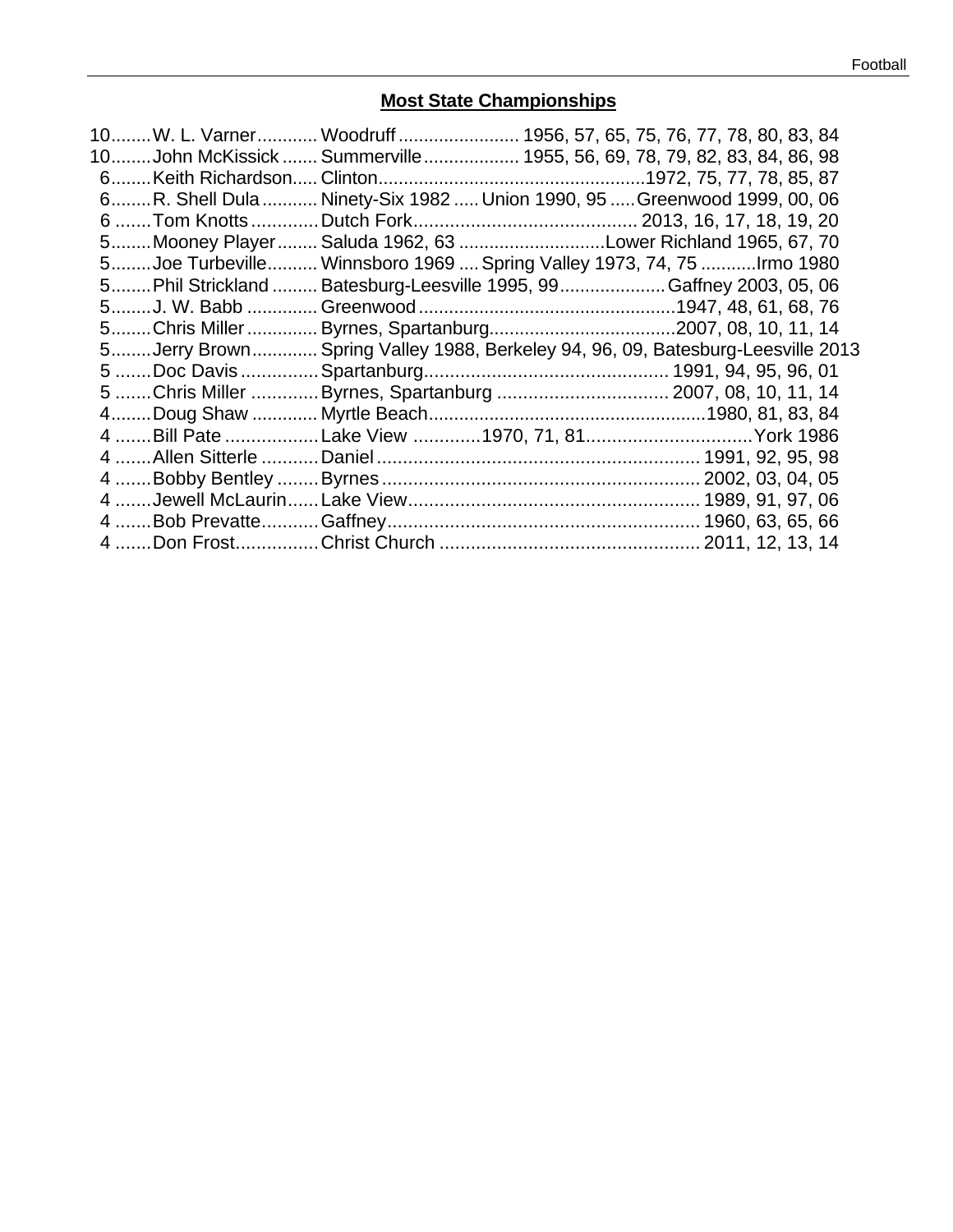## Most State Championships

| | | | |
|---|---|---|---|
| 10 | W. L. Varner | Woodruff | 1956, 57, 65, 75, 76, 77, 78, 80, 83, 84 |
| 10 | John McKissick | Summerville | 1955, 56, 69, 78, 79, 82, 83, 84, 86, 98 |
| 6 | Keith Richardson | Clinton | 1972, 75, 77, 78, 85, 87 |
| 6 | R. Shell Dula | Ninety-Six 1982 ..... Union 1990, 95 ..... Greenwood 1999, 00, 06 | |
| 6 | Tom Knotts | Dutch Fork | 2013, 16, 17, 18, 19, 20 |
| 5 | Mooney Player | Saluda 1962, 63 ..... Lower Richland 1965, 67, 70 | |
| 5 | Joe Turbeville | Winnsboro 1969 .... Spring Valley 1973, 74, 75 ..... Irmo 1980 | |
| 5 | Phil Strickland | Batesburg-Leesville 1995, 99 ..... Gaffney 2003, 05, 06 | |
| 5 | J. W. Babb | Greenwood | 1947, 48, 61, 68, 76 |
| 5 | Chris Miller | Byrnes, Spartanburg | 2007, 08, 10, 11, 14 |
| 5 | Jerry Brown | Spring Valley 1988, Berkeley 94, 96, 09, Batesburg-Leesville 2013 | |
| 5 | Doc Davis | Spartanburg | 1991, 94, 95, 96, 01 |
| 5 | Chris Miller | Byrnes, Spartanburg | 2007, 08, 10, 11, 14 |
| 4 | Doug Shaw | Myrtle Beach | 1980, 81, 83, 84 |
| 4 | Bill Pate | Lake View ..... 1970, 71, 81 ..... York 1986 | |
| 4 | Allen Sitterle | Daniel | 1991, 92, 95, 98 |
| 4 | Bobby Bentley | Byrnes | 2002, 03, 04, 05 |
| 4 | Jewell McLaurin | Lake View | 1989, 91, 97, 06 |
| 4 | Bob Prevatte | Gaffney | 1960, 63, 65, 66 |
| 4 | Don Frost | Christ Church | 2011, 12, 13, 14 |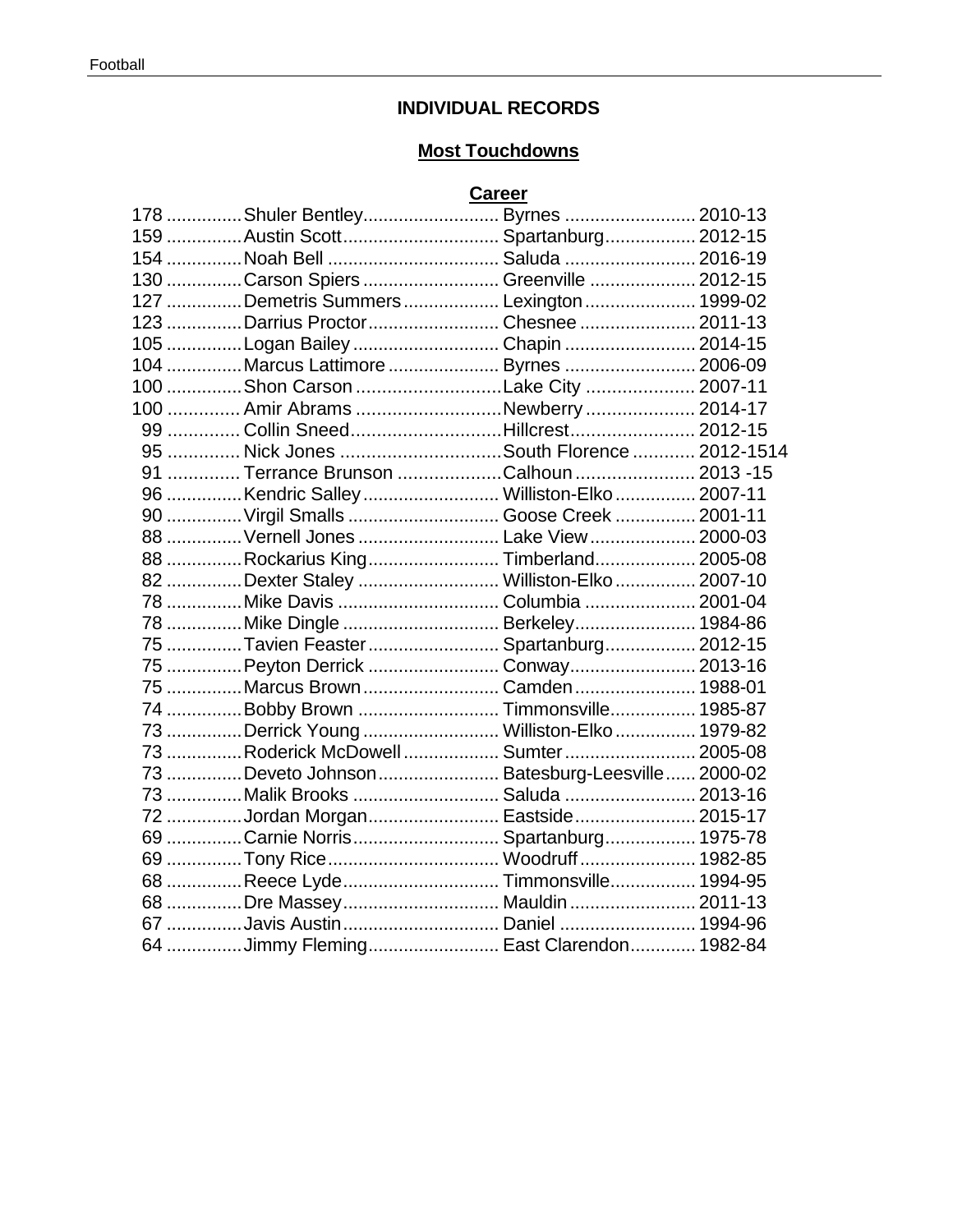## INDIVIDUAL RECORDS

### Most Touchdowns

#### Career

| TDs | Player | School | Years |
|---|---|---|---|
| 178 | Shuler Bentley | Byrnes | 2010-13 |
| 159 | Austin Scott | Spartanburg | 2012-15 |
| 154 | Noah Bell | Saluda | 2016-19 |
| 130 | Carson Spiers | Greenville | 2012-15 |
| 127 | Demetris Summers | Lexington | 1999-02 |
| 123 | Darrius Proctor | Chesnee | 2011-13 |
| 105 | Logan Bailey | Chapin | 2014-15 |
| 104 | Marcus Lattimore | Byrnes | 2006-09 |
| 100 | Shon Carson | Lake City | 2007-11 |
| 100 | Amir Abrams | Newberry | 2014-17 |
| 99 | Collin Sneed | Hillcrest | 2012-15 |
| 95 | Nick Jones | South Florence | 2012-1514 |
| 91 | Terrance Brunson | Calhoun | 2013 -15 |
| 96 | Kendric Salley | Williston-Elko | 2007-11 |
| 90 | Virgil Smalls | Goose Creek | 2001-11 |
| 88 | Vernell Jones | Lake View | 2000-03 |
| 88 | Rockarius King | Timberland | 2005-08 |
| 82 | Dexter Staley | Williston-Elko | 2007-10 |
| 78 | Mike Davis | Columbia | 2001-04 |
| 78 | Mike Dingle | Berkeley | 1984-86 |
| 75 | Tavien Feaster | Spartanburg | 2012-15 |
| 75 | Peyton Derrick | Conway | 2013-16 |
| 75 | Marcus Brown | Camden | 1988-01 |
| 74 | Bobby Brown | Timmonsville | 1985-87 |
| 73 | Derrick Young | Williston-Elko | 1979-82 |
| 73 | Roderick McDowell | Sumter | 2005-08 |
| 73 | Deveto Johnson | Batesburg-Leesville | 2000-02 |
| 73 | Malik Brooks | Saluda | 2013-16 |
| 72 | Jordan Morgan | Eastside | 2015-17 |
| 69 | Carnie Norris | Spartanburg | 1975-78 |
| 69 | Tony Rice | Woodruff | 1982-85 |
| 68 | Reece Lyde | Timmonsville | 1994-95 |
| 68 | Dre Massey | Mauldin | 2011-13 |
| 67 | Javis Austin | Daniel | 1994-96 |
| 64 | Jimmy Fleming | East Clarendon | 1982-84 |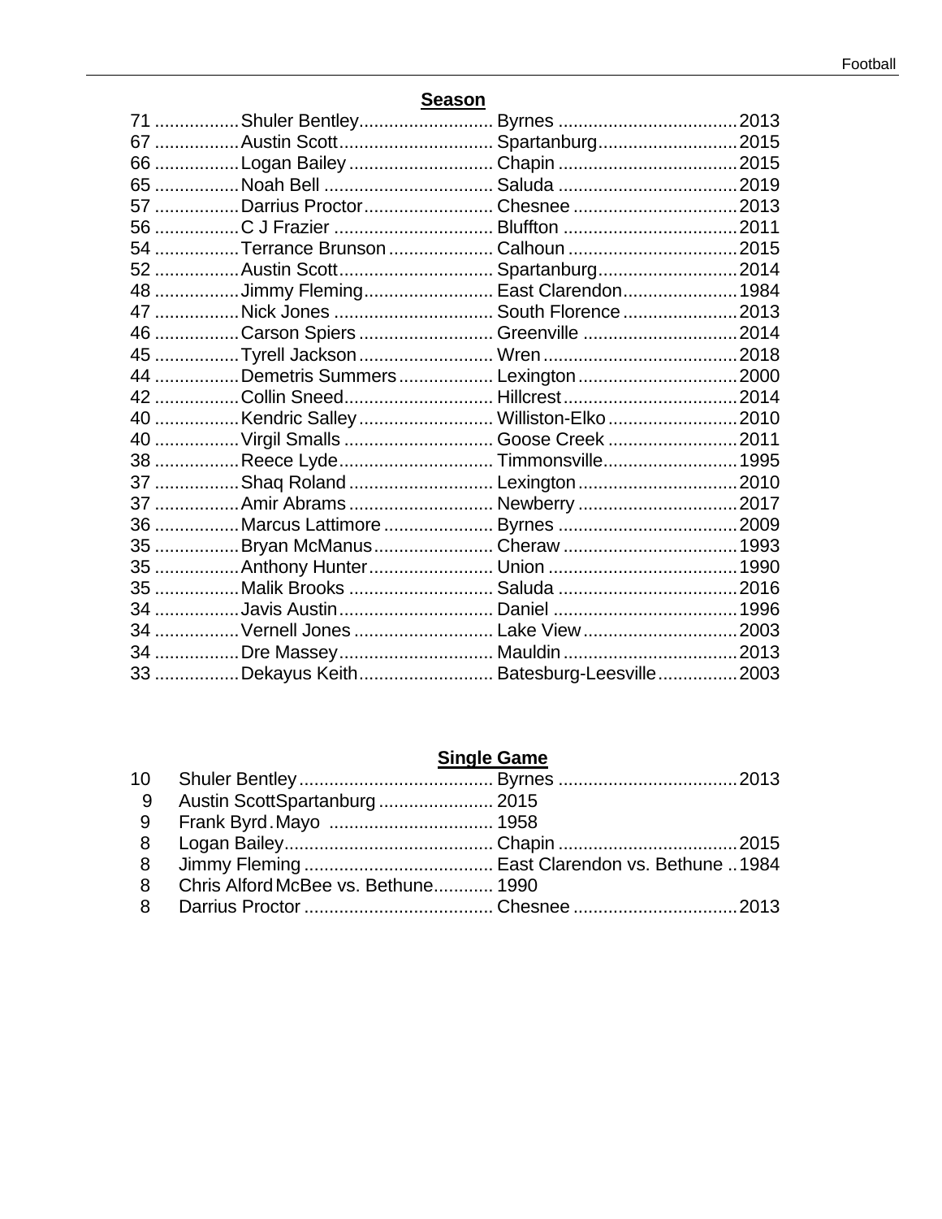## Season

| | | | |
|---|---|---|---|
| 71 | Shuler Bentley | Byrnes | 2013 |
| 67 | Austin Scott | Spartanburg | 2015 |
| 66 | Logan Bailey | Chapin | 2015 |
| 65 | Noah Bell | Saluda | 2019 |
| 57 | Darrius Proctor | Chesnee | 2013 |
| 56 | C J Frazier | Bluffton | 2011 |
| 54 | Terrance Brunson | Calhoun | 2015 |
| 52 | Austin Scott | Spartanburg | 2014 |
| 48 | Jimmy Fleming | East Clarendon | 1984 |
| 47 | Nick Jones | South Florence | 2013 |
| 46 | Carson Spiers | Greenville | 2014 |
| 45 | Tyrell Jackson | Wren | 2018 |
| 44 | Demetris Summers | Lexington | 2000 |
| 42 | Collin Sneed | Hillcrest | 2014 |
| 40 | Kendric Salley | Williston-Elko | 2010 |
| 40 | Virgil Smalls | Goose Creek | 2011 |
| 38 | Reece Lyde | Timmonsville | 1995 |
| 37 | Shaq Roland | Lexington | 2010 |
| 37 | Amir Abrams | Newberry | 2017 |
| 36 | Marcus Lattimore | Byrnes | 2009 |
| 35 | Bryan McManus | Cheraw | 1993 |
| 35 | Anthony Hunter | Union | 1990 |
| 35 | Malik Brooks | Saluda | 2016 |
| 34 | Javis Austin | Daniel | 1996 |
| 34 | Vernell Jones | Lake View | 2003 |
| 34 | Dre Massey | Mauldin | 2013 |
| 33 | Dekayus Keith | Batesburg-Leesville | 2003 |

## Single Game

| | | | |
|---|---|---|---|
| 10 | Shuler Bentley | Byrnes | 2013 |
| 9 | Austin Scott | Spartanburg | 2015 |
| 9 | Frank Byrd | Mayo | 1958 |
| 8 | Logan Bailey | Chapin | 2015 |
| 8 | Jimmy Fleming | East Clarendon vs. Bethune | 1984 |
| 8 | Chris Alford | McBee vs. Bethune | 1990 |
| 8 | Darrius Proctor | Chesnee | 2013 |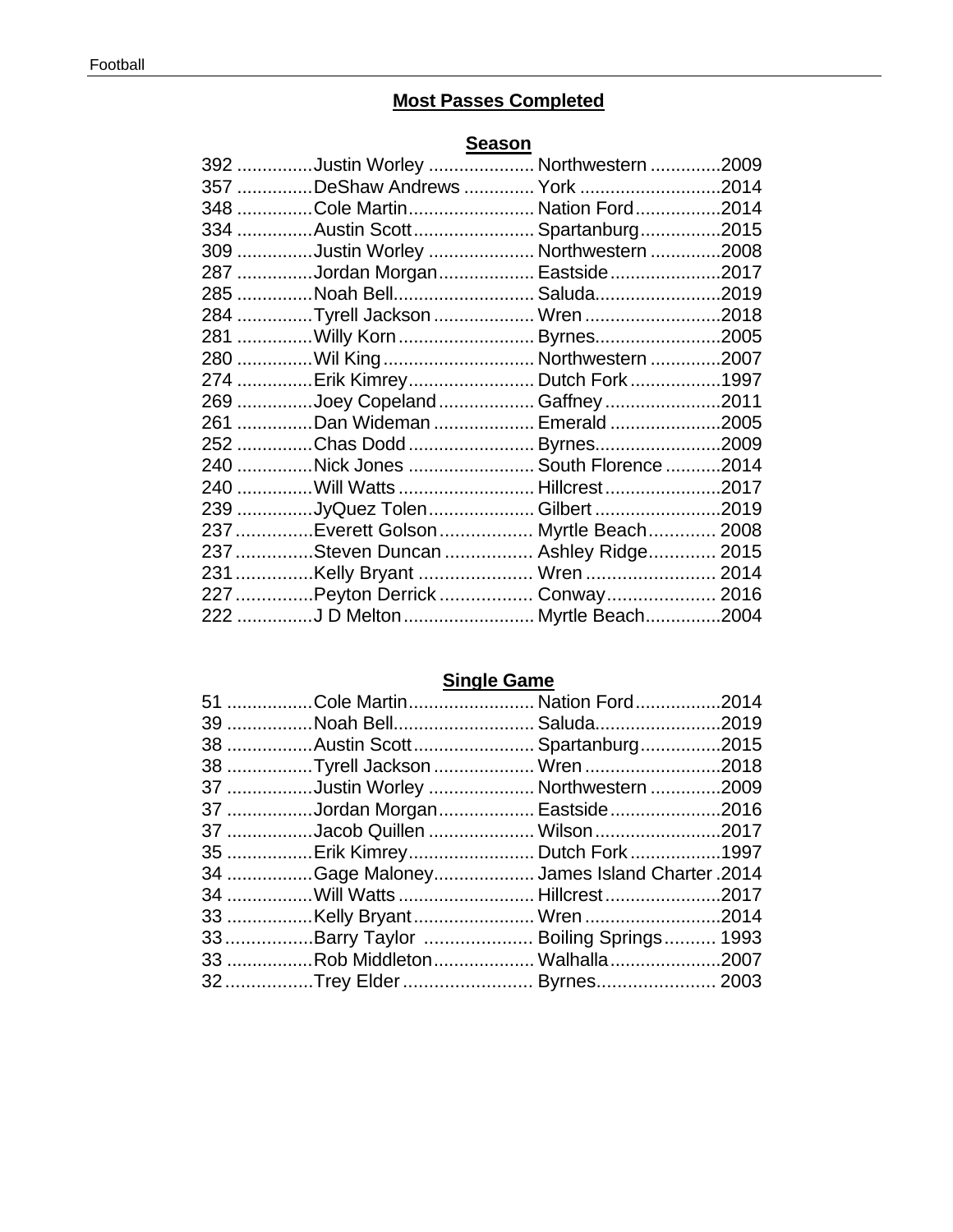## Most Passes Completed

### Season

| | | | |
|---|---|---|---|
| 392 | Justin Worley | Northwestern | 2009 |
| 357 | DeShaw Andrews | York | 2014 |
| 348 | Cole Martin | Nation Ford | 2014 |
| 334 | Austin Scott | Spartanburg | 2015 |
| 309 | Justin Worley | Northwestern | 2008 |
| 287 | Jordan Morgan | Eastside | 2017 |
| 285 | Noah Bell | Saluda | 2019 |
| 284 | Tyrell Jackson | Wren | 2018 |
| 281 | Willy Korn | Byrnes | 2005 |
| 280 | Wil King | Northwestern | 2007 |
| 274 | Erik Kimrey | Dutch Fork | 1997 |
| 269 | Joey Copeland | Gaffney | 2011 |
| 261 | Dan Wideman | Emerald | 2005 |
| 252 | Chas Dodd | Byrnes | 2009 |
| 240 | Nick Jones | South Florence | 2014 |
| 240 | Will Watts | Hillcrest | 2017 |
| 239 | JyQuez Tolen | Gilbert | 2019 |
| 237 | Everett Golson | Myrtle Beach | 2008 |
| 237 | Steven Duncan | Ashley Ridge | 2015 |
| 231 | Kelly Bryant | Wren | 2014 |
| 227 | Peyton Derrick | Conway | 2016 |
| 222 | J D Melton | Myrtle Beach | 2004 |

### Single Game

| | | | |
|---|---|---|---|
| 51 | Cole Martin | Nation Ford | 2014 |
| 39 | Noah Bell | Saluda | 2019 |
| 38 | Austin Scott | Spartanburg | 2015 |
| 38 | Tyrell Jackson | Wren | 2018 |
| 37 | Justin Worley | Northwestern | 2009 |
| 37 | Jordan Morgan | Eastside | 2016 |
| 37 | Jacob Quillen | Wilson | 2017 |
| 35 | Erik Kimrey | Dutch Fork | 1997 |
| 34 | Gage Maloney | James Island Charter | 2014 |
| 34 | Will Watts | Hillcrest | 2017 |
| 33 | Kelly Bryant | Wren | 2014 |
| 33 | Barry Taylor | Boiling Springs | 1993 |
| 33 | Rob Middleton | Walhalla | 2007 |
| 32 | Trey Elder | Byrnes | 2003 |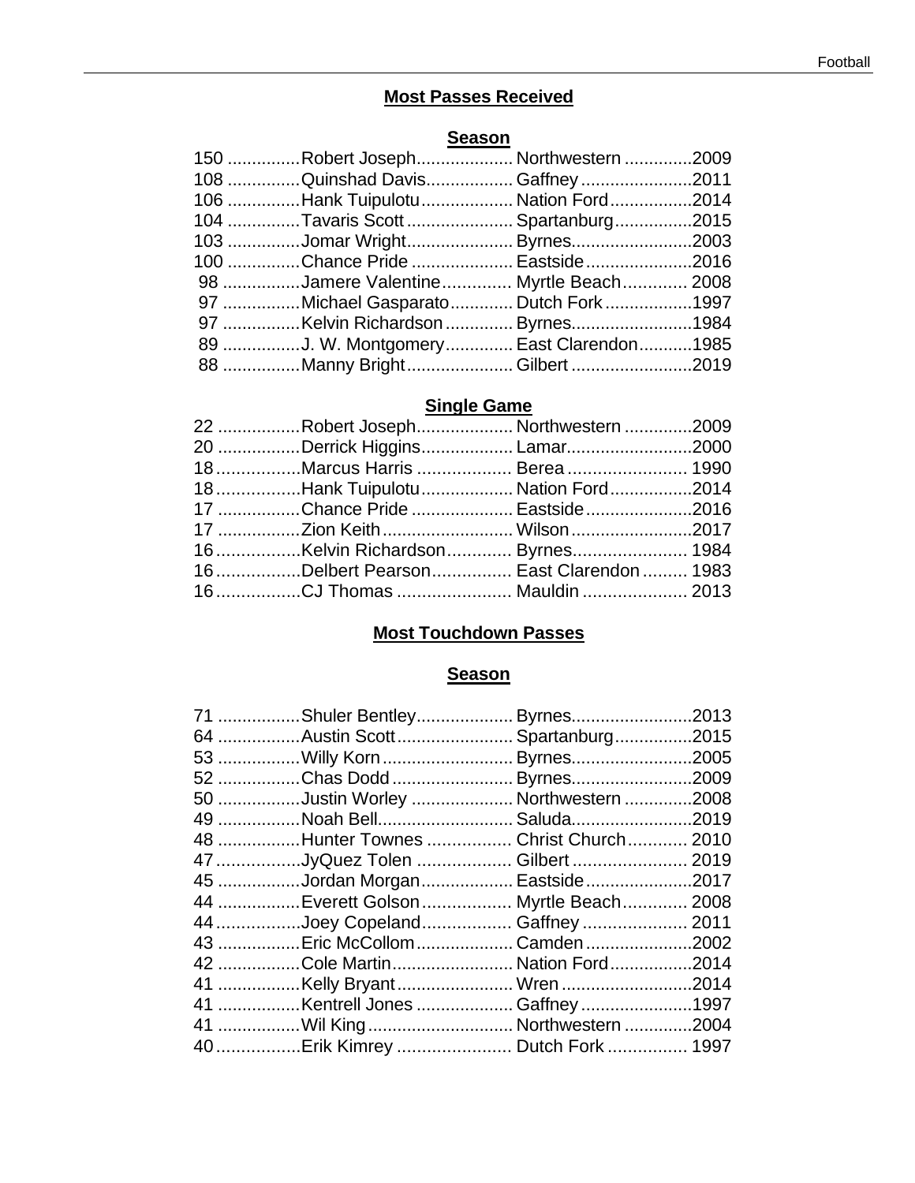## Most Passes Received

### Season

| No. | Player | School | Year |
|---|---|---|---|
| 150 | Robert Joseph | Northwestern | 2009 |
| 108 | Quinshad Davis | Gaffney | 2011 |
| 106 | Hank Tuipulotu | Nation Ford | 2014 |
| 104 | Tavaris Scott | Spartanburg | 2015 |
| 103 | Jomar Wright | Byrnes | 2003 |
| 100 | Chance Pride | Eastside | 2016 |
| 98 | Jamere Valentine | Myrtle Beach | 2008 |
| 97 | Michael Gasparato | Dutch Fork | 1997 |
| 97 | Kelvin Richardson | Byrnes | 1984 |
| 89 | J. W. Montgomery | East Clarendon | 1985 |
| 88 | Manny Bright | Gilbert | 2019 |

### Single Game

| No. | Player | School | Year |
|---|---|---|---|
| 22 | Robert Joseph | Northwestern | 2009 |
| 20 | Derrick Higgins | Lamar | 2000 |
| 18 | Marcus Harris | Berea | 1990 |
| 18 | Hank Tuipulotu | Nation Ford | 2014 |
| 17 | Chance Pride | Eastside | 2016 |
| 17 | Zion Keith | Wilson | 2017 |
| 16 | Kelvin Richardson | Byrnes | 1984 |
| 16 | Delbert Pearson | East Clarendon | 1983 |
| 16 | CJ Thomas | Mauldin | 2013 |

## Most Touchdown Passes

### Season

| No. | Player | School | Year |
|---|---|---|---|
| 71 | Shuler Bentley | Byrnes | 2013 |
| 64 | Austin Scott | Spartanburg | 2015 |
| 53 | Willy Korn | Byrnes | 2005 |
| 52 | Chas Dodd | Byrnes | 2009 |
| 50 | Justin Worley | Northwestern | 2008 |
| 49 | Noah Bell | Saluda | 2019 |
| 48 | Hunter Townes | Christ Church | 2010 |
| 47 | JyQuez Tolen | Gilbert | 2019 |
| 45 | Jordan Morgan | Eastside | 2017 |
| 44 | Everett Golson | Myrtle Beach | 2008 |
| 44 | Joey Copeland | Gaffney | 2011 |
| 43 | Eric McCollom | Camden | 2002 |
| 42 | Cole Martin | Nation Ford | 2014 |
| 41 | Kelly Bryant | Wren | 2014 |
| 41 | Kentrell Jones | Gaffney | 1997 |
| 41 | Wil King | Northwestern | 2004 |
| 40 | Erik Kimrey | Dutch Fork | 1997 |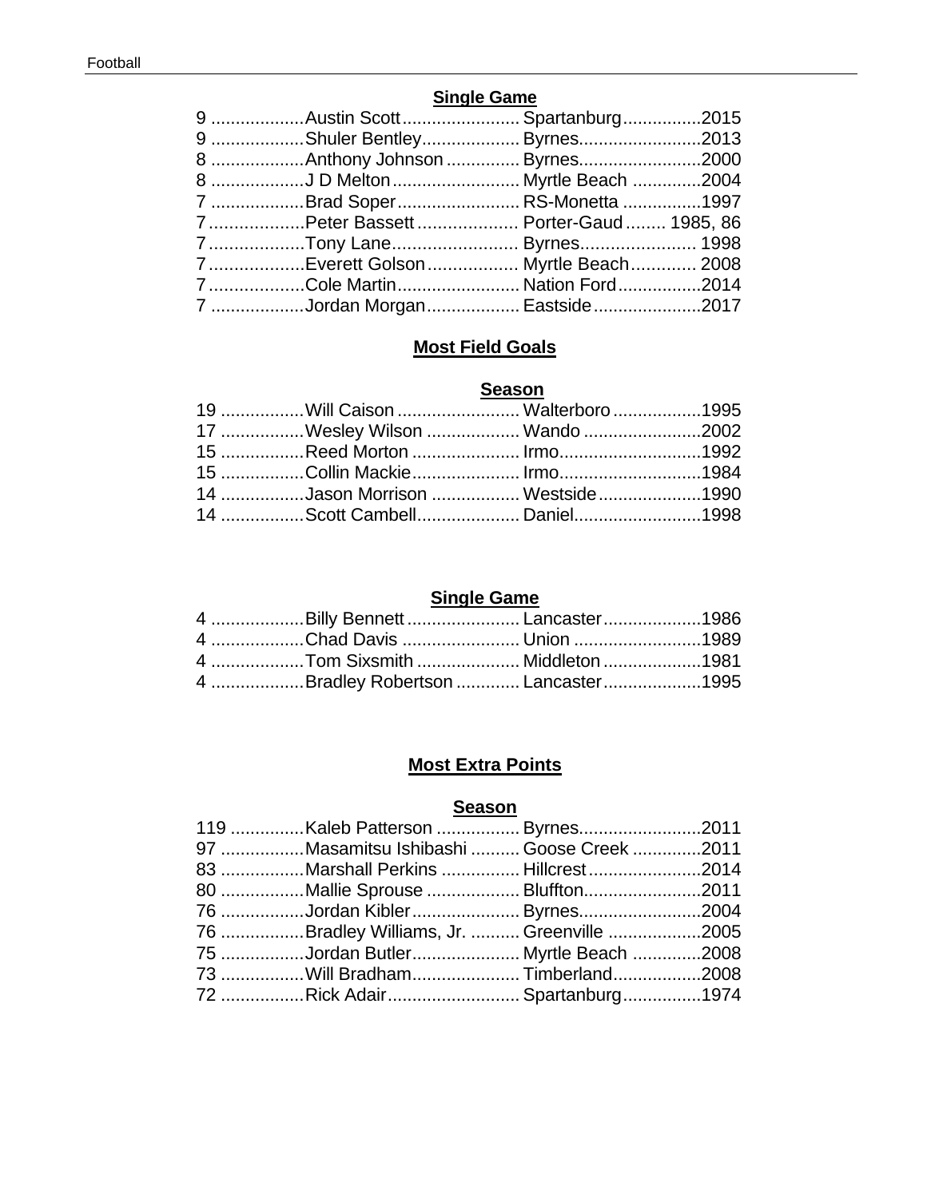### Single Game

| | | | |
|---|---|---|---|
| 9 | Austin Scott | Spartanburg | 2015 |
| 9 | Shuler Bentley | Byrnes | 2013 |
| 8 | Anthony Johnson | Byrnes | 2000 |
| 8 | J D Melton | Myrtle Beach | 2004 |
| 7 | Brad Soper | RS-Monetta | 1997 |
| 7 | Peter Bassett | Porter-Gaud | 1985, 86 |
| 7 | Tony Lane | Byrnes | 1998 |
| 7 | Everett Golson | Myrtle Beach | 2008 |
| 7 | Cole Martin | Nation Ford | 2014 |
| 7 | Jordan Morgan | Eastside | 2017 |

## Most Field Goals

### Season

| | | | |
|---|---|---|---|
| 19 | Will Caison | Walterboro | 1995 |
| 17 | Wesley Wilson | Wando | 2002 |
| 15 | Reed Morton | Irmo | 1992 |
| 15 | Collin Mackie | Irmo | 1984 |
| 14 | Jason Morrison | Westside | 1990 |
| 14 | Scott Cambell | Daniel | 1998 |

### Single Game

| | | | |
|---|---|---|---|
| 4 | Billy Bennett | Lancaster | 1986 |
| 4 | Chad Davis | Union | 1989 |
| 4 | Tom Sixsmith | Middleton | 1981 |
| 4 | Bradley Robertson | Lancaster | 1995 |

## Most Extra Points

### Season

| | | | |
|---|---|---|---|
| 119 | Kaleb Patterson | Byrnes | 2011 |
| 97 | Masamitsu Ishibashi | Goose Creek | 2011 |
| 83 | Marshall Perkins | Hillcrest | 2014 |
| 80 | Mallie Sprouse | Bluffton | 2011 |
| 76 | Jordan Kibler | Byrnes | 2004 |
| 76 | Bradley Williams, Jr. | Greenville | 2005 |
| 75 | Jordan Butler | Myrtle Beach | 2008 |
| 73 | Will Bradham | Timberland | 2008 |
| 72 | Rick Adair | Spartanburg | 1974 |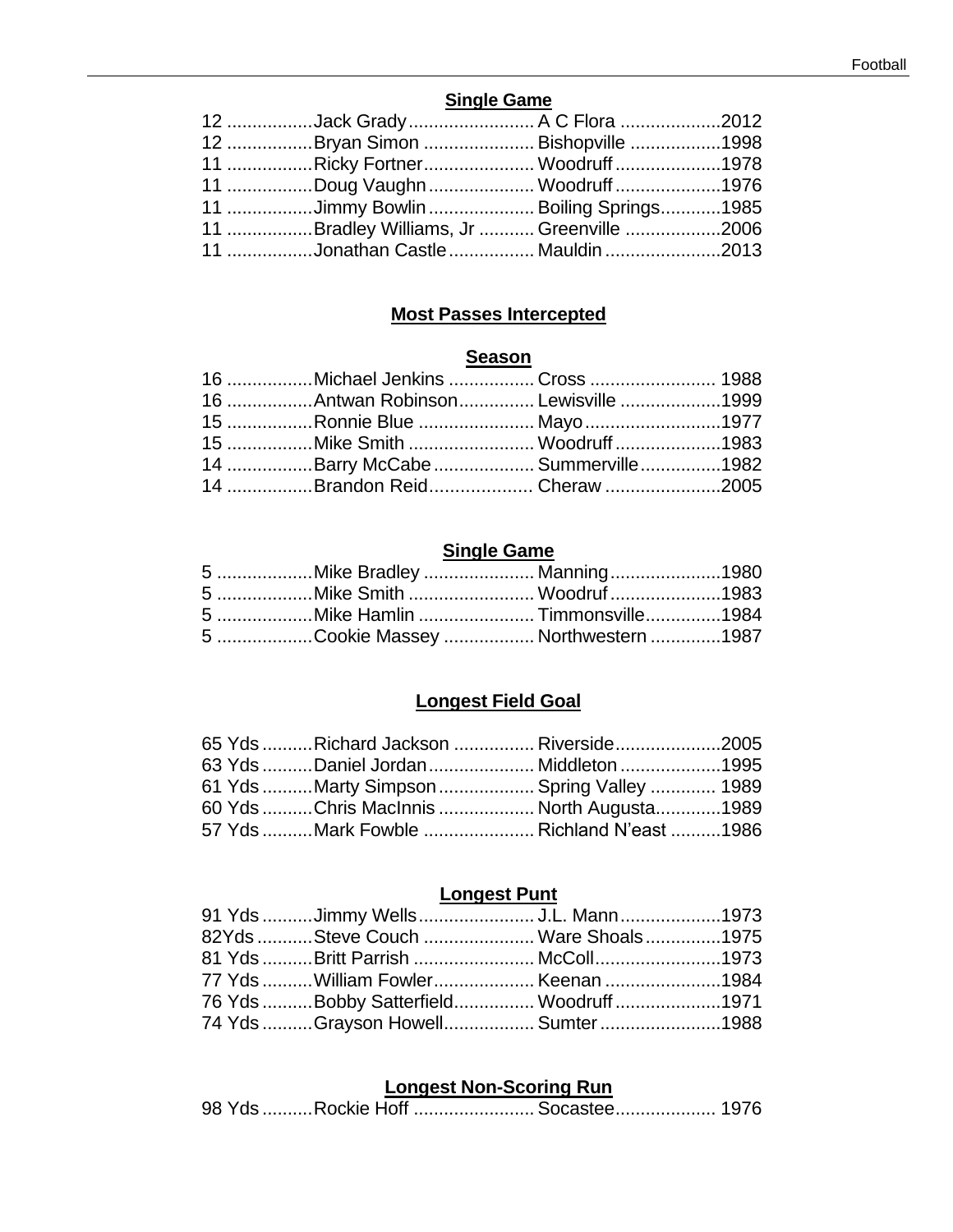### Single Game

| | | | |
|---|---|---|---|
| 12 | Jack Grady | A C Flora | 2012 |
| 12 | Bryan Simon | Bishopville | 1998 |
| 11 | Ricky Fortner | Woodruff | 1978 |
| 11 | Doug Vaughn | Woodruff | 1976 |
| 11 | Jimmy Bowlin | Boiling Springs | 1985 |
| 11 | Bradley Williams, Jr | Greenville | 2006 |
| 11 | Jonathan Castle | Mauldin | 2013 |

## Most Passes Intercepted

### Season

| | | | |
|---|---|---|---|
| 16 | Michael Jenkins | Cross | 1988 |
| 16 | Antwan Robinson | Lewisville | 1999 |
| 15 | Ronnie Blue | Mayo | 1977 |
| 15 | Mike Smith | Woodruff | 1983 |
| 14 | Barry McCabe | Summerville | 1982 |
| 14 | Brandon Reid | Cheraw | 2005 |

### Single Game

| | | | |
|---|---|---|---|
| 5 | Mike Bradley | Manning | 1980 |
| 5 | Mike Smith | Woodruf | 1983 |
| 5 | Mike Hamlin | Timmonsville | 1984 |
| 5 | Cookie Massey | Northwestern | 1987 |

## Longest Field Goal

| | | | |
|---|---|---|---|
| 65 Yds | Richard Jackson | Riverside | 2005 |
| 63 Yds | Daniel Jordan | Middleton | 1995 |
| 61 Yds | Marty Simpson | Spring Valley | 1989 |
| 60 Yds | Chris MacInnis | North Augusta | 1989 |
| 57 Yds | Mark Fowble | Richland N'east | 1986 |

## Longest Punt

| | | | |
|---|---|---|---|
| 91 Yds | Jimmy Wells | J.L. Mann | 1973 |
| 82Yds | Steve Couch | Ware Shoals | 1975 |
| 81 Yds | Britt Parrish | McColl | 1973 |
| 77 Yds | William Fowler | Keenan | 1984 |
| 76 Yds | Bobby Satterfield | Woodruff | 1971 |
| 74 Yds | Grayson Howell | Sumter | 1988 |

## Longest Non-Scoring Run

| | | | |
|---|---|---|---|
| 98 Yds | Rockie Hoff | Socastee | 1976 |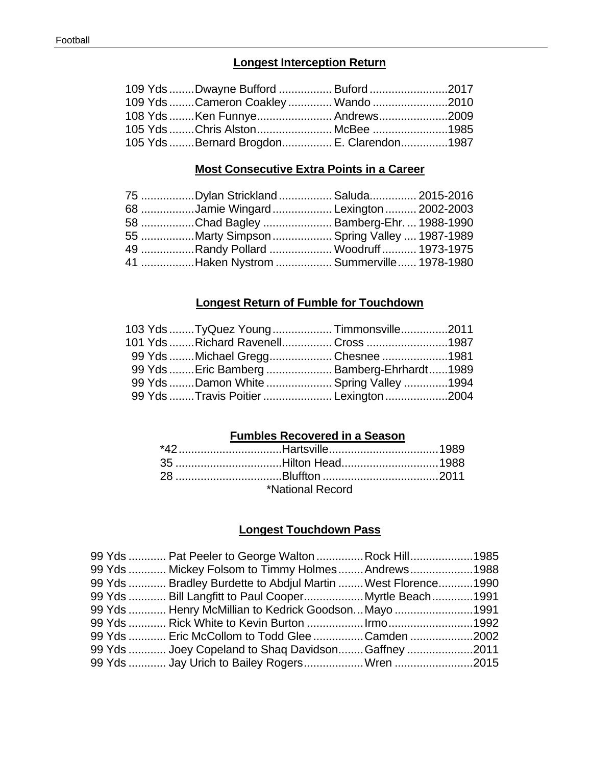## Longest Interception Return

| | | | |
|---|---|---|---|
| 109 Yds | Dwayne Bufford | Buford | 2017 |
| 109 Yds | Cameron Coakley | Wando | 2010 |
| 108 Yds | Ken Funnye | Andrews | 2009 |
| 105 Yds | Chris Alston | McBee | 1985 |
| 105 Yds | Bernard Brogdon | E. Clarendon | 1987 |

## Most Consecutive Extra Points in a Career

| | | | |
|---|---|---|---|
| 75 | Dylan Strickland | Saluda | 2015-2016 |
| 68 | Jamie Wingard | Lexington | 2002-2003 |
| 58 | Chad Bagley | Bamberg-Ehr. | 1988-1990 |
| 55 | Marty Simpson | Spring Valley | 1987-1989 |
| 49 | Randy Pollard | Woodruff | 1973-1975 |
| 41 | Haken Nystrom | Summerville | 1978-1980 |

## Longest Return of Fumble for Touchdown

| | | | |
|---|---|---|---|
| 103 Yds | TyQuez Young | Timmonsville | 2011 |
| 101 Yds | Richard Ravenell | Cross | 1987 |
| 99 Yds | Michael Gregg | Chesnee | 1981 |
| 99 Yds | Eric Bamberg | Bamberg-Ehrhardt | 1989 |
| 99 Yds | Damon White | Spring Valley | 1994 |
| 99 Yds | Travis Poitier | Lexington | 2004 |

## Fumbles Recovered in a Season

| | | |
|---|---|---|
| *42 | Hartsville | 1989 |
| 35 | Hilton Head | 1988 |
| 28 | Bluffton | 2011 |

*National Record

## Longest Touchdown Pass

| | | | |
|---|---|---|---|
| 99 Yds | Pat Peeler to George Walton | Rock Hill | 1985 |
| 99 Yds | Mickey Folsom to Timmy Holmes | Andrews | 1988 |
| 99 Yds | Bradley Burdette to Abdjul Martin | West Florence | 1990 |
| 99 Yds | Bill Langfitt to Paul Cooper | Myrtle Beach | 1991 |
| 99 Yds | Henry McMillian to Kedrick Goodson | Mayo | 1991 |
| 99 Yds | Rick White to Kevin Burton | Irmo | 1992 |
| 99 Yds | Eric McCollom to Todd Glee | Camden | 2002 |
| 99 Yds | Joey Copeland to Shaq Davidson | Gaffney | 2011 |
| 99 Yds | Jay Urich to Bailey Rogers | Wren | 2015 |